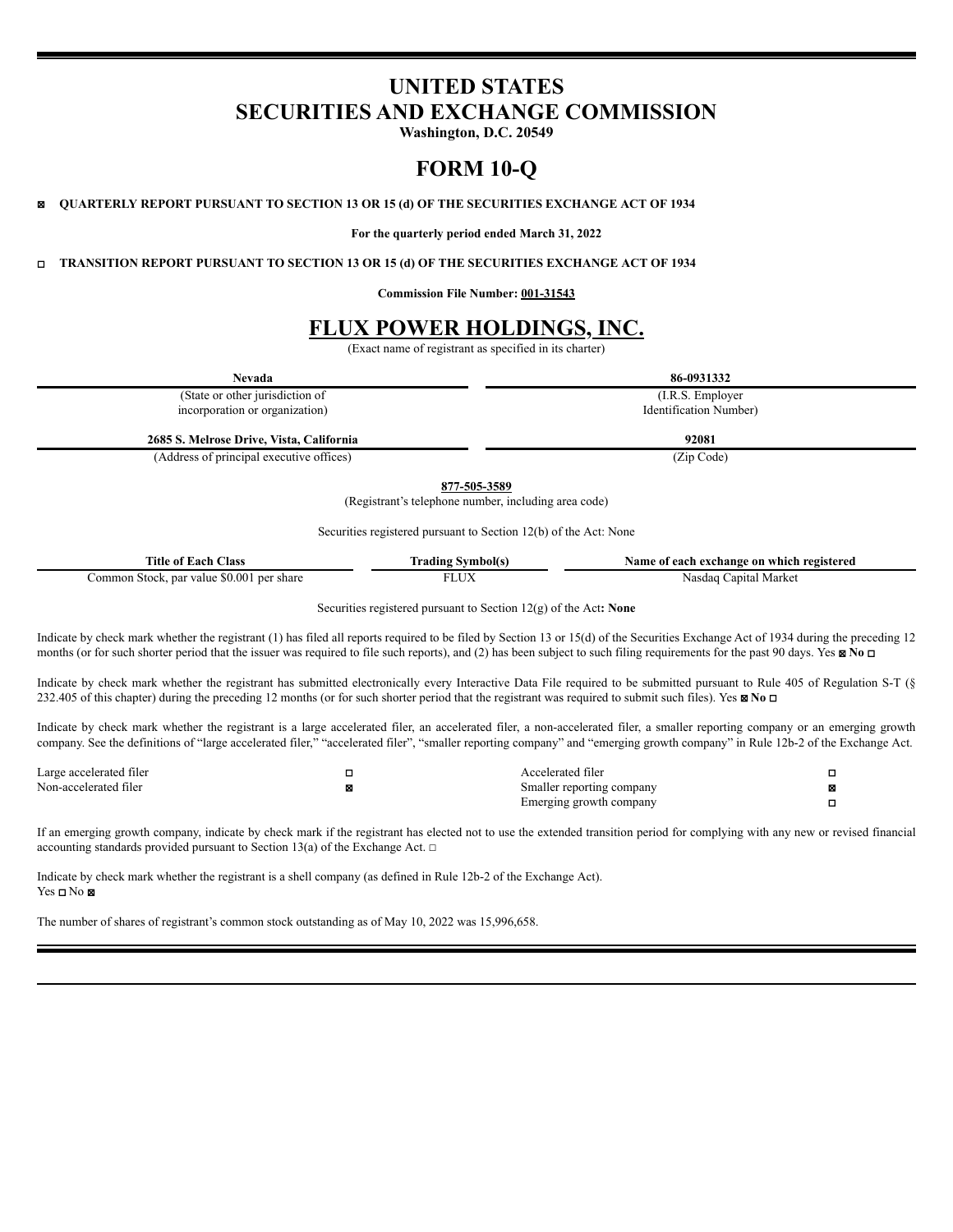# UNITED STATES
# SECURITIES AND EXCHANGE COMMISSION

**Washington, D.C. 20549**

# FORM 10-Q

☒ **QUARTERLY REPORT PURSUANT TO SECTION 13 OR 15 (d) OF THE SECURITIES EXCHANGE ACT OF 1934**

**For the quarterly period ended March 31, 2022**

☐ **TRANSITION REPORT PURSUANT TO SECTION 13 OR 15 (d) OF THE SECURITIES EXCHANGE ACT OF 1934**

**Commission File Number: 001-31543**

# FLUX POWER HOLDINGS, INC.

(Exact name of registrant as specified in its charter)

| **Nevada** | **86-0931332** |
|---|---|
| (State or other jurisdiction of incorporation or organization) | (I.R.S. Employer Identification Number) |
| **2685 S. Melrose Drive, Vista, California** | **92081** |
| (Address of principal executive offices) | (Zip Code) |

**877-505-3589**

(Registrant's telephone number, including area code)

Securities registered pursuant to Section 12(b) of the Act: None

| Title of Each Class | Trading Symbol(s) | Name of each exchange on which registered |
|---|---|---|
| Common Stock, par value $0.001 per share | FLUX | Nasdaq Capital Market |

Securities registered pursuant to Section 12(g) of the Act**: None**

Indicate by check mark whether the registrant (1) has filed all reports required to be filed by Section 13 or 15(d) of the Securities Exchange Act of 1934 during the preceding 12 months (or for such shorter period that the issuer was required to file such reports), and (2) has been subject to such filing requirements for the past 90 days. Yes ☒ **No** ☐

Indicate by check mark whether the registrant has submitted electronically every Interactive Data File required to be submitted pursuant to Rule 405 of Regulation S-T (§ 232.405 of this chapter) during the preceding 12 months (or for such shorter period that the registrant was required to submit such files). Yes ☒ **No** ☐

Indicate by check mark whether the registrant is a large accelerated filer, an accelerated filer, a non-accelerated filer, a smaller reporting company or an emerging growth company. See the definitions of "large accelerated filer," "accelerated filer", "smaller reporting company" and "emerging growth company" in Rule 12b-2 of the Exchange Act.

| | | | |
|---|---|---|---|
| Large accelerated filer | ☐ | Accelerated filer | ☐ |
| Non-accelerated filer | ☒ | Smaller reporting company | ☒ |
| | | Emerging growth company | ☐ |

If an emerging growth company, indicate by check mark if the registrant has elected not to use the extended transition period for complying with any new or revised financial accounting standards provided pursuant to Section 13(a) of the Exchange Act. ☐

Indicate by check mark whether the registrant is a shell company (as defined in Rule 12b-2 of the Exchange Act).
Yes ☐ No ☒

The number of shares of registrant's common stock outstanding as of May 10, 2022 was 15,996,658.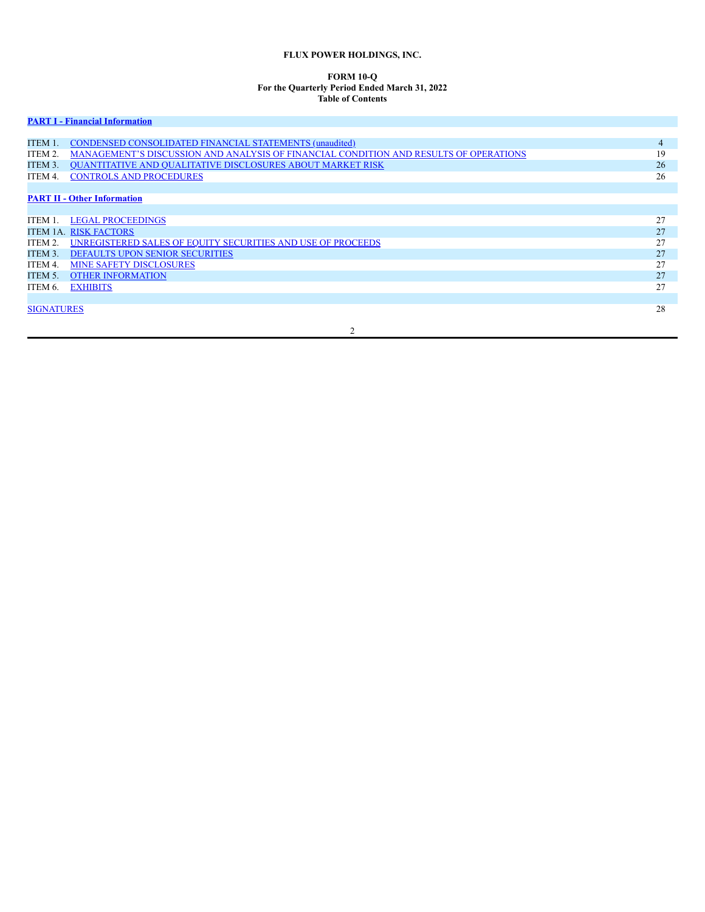**FLUX POWER HOLDINGS, INC.**

**FORM 10-Q**
**For the Quarterly Period Ended March 31, 2022**
**Table of Contents**

| | | |
|---|---|---|
| **PART I - Financial Information** | | |
| ITEM 1. | CONDENSED CONSOLIDATED FINANCIAL STATEMENTS (unaudited) | 4 |
| ITEM 2. | MANAGEMENT'S DISCUSSION AND ANALYSIS OF FINANCIAL CONDITION AND RESULTS OF OPERATIONS | 19 |
| ITEM 3. | QUANTITATIVE AND QUALITATIVE DISCLOSURES ABOUT MARKET RISK | 26 |
| ITEM 4. | CONTROLS AND PROCEDURES | 26 |
| **PART II - Other Information** | | |
| ITEM 1. | LEGAL PROCEEDINGS | 27 |
| ITEM 1A. | RISK FACTORS | 27 |
| ITEM 2. | UNREGISTERED SALES OF EQUITY SECURITIES AND USE OF PROCEEDS | 27 |
| ITEM 3. | DEFAULTS UPON SENIOR SECURITIES | 27 |
| ITEM 4. | MINE SAFETY DISCLOSURES | 27 |
| ITEM 5. | OTHER INFORMATION | 27 |
| ITEM 6. | EXHIBITS | 27 |
| SIGNATURES | | 28 |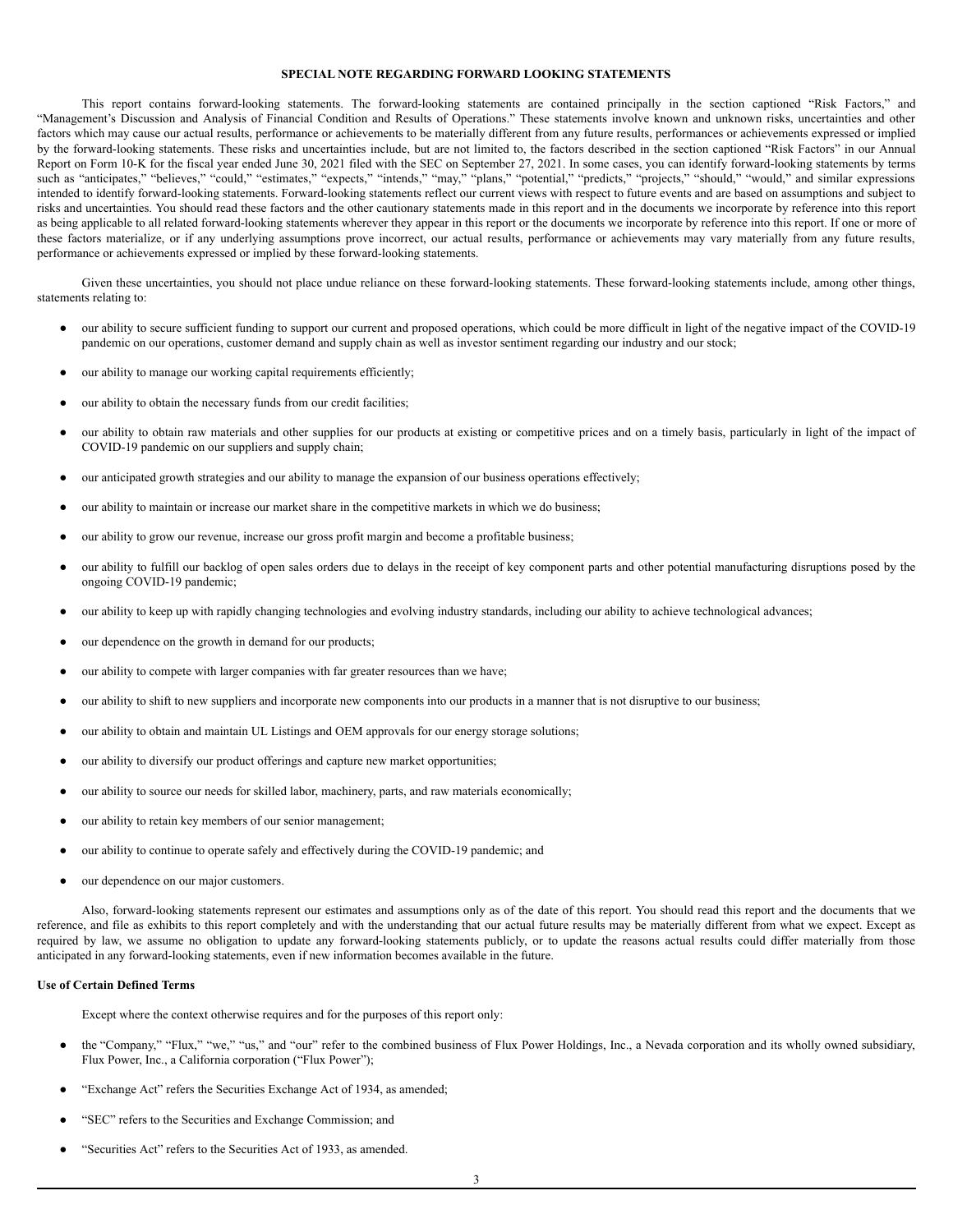## SPECIAL NOTE REGARDING FORWARD LOOKING STATEMENTS

This report contains forward-looking statements. The forward-looking statements are contained principally in the section captioned "Risk Factors," and "Management's Discussion and Analysis of Financial Condition and Results of Operations." These statements involve known and unknown risks, uncertainties and other factors which may cause our actual results, performance or achievements to be materially different from any future results, performances or achievements expressed or implied by the forward-looking statements. These risks and uncertainties include, but are not limited to, the factors described in the section captioned "Risk Factors" in our Annual Report on Form 10-K for the fiscal year ended June 30, 2021 filed with the SEC on September 27, 2021. In some cases, you can identify forward-looking statements by terms such as "anticipates," "believes," "could," "estimates," "expects," "intends," "may," "plans," "potential," "predicts," "projects," "should," "would," and similar expressions intended to identify forward-looking statements. Forward-looking statements reflect our current views with respect to future events and are based on assumptions and subject to risks and uncertainties. You should read these factors and the other cautionary statements made in this report and in the documents we incorporate by reference into this report as being applicable to all related forward-looking statements wherever they appear in this report or the documents we incorporate by reference into this report. If one or more of these factors materialize, or if any underlying assumptions prove incorrect, our actual results, performance or achievements may vary materially from any future results, performance or achievements expressed or implied by these forward-looking statements.

Given these uncertainties, you should not place undue reliance on these forward-looking statements. These forward-looking statements include, among other things, statements relating to:

- our ability to secure sufficient funding to support our current and proposed operations, which could be more difficult in light of the negative impact of the COVID-19 pandemic on our operations, customer demand and supply chain as well as investor sentiment regarding our industry and our stock;
- our ability to manage our working capital requirements efficiently;
- our ability to obtain the necessary funds from our credit facilities;
- our ability to obtain raw materials and other supplies for our products at existing or competitive prices and on a timely basis, particularly in light of the impact of COVID-19 pandemic on our suppliers and supply chain;
- our anticipated growth strategies and our ability to manage the expansion of our business operations effectively;
- our ability to maintain or increase our market share in the competitive markets in which we do business;
- our ability to grow our revenue, increase our gross profit margin and become a profitable business;
- our ability to fulfill our backlog of open sales orders due to delays in the receipt of key component parts and other potential manufacturing disruptions posed by the ongoing COVID-19 pandemic;
- our ability to keep up with rapidly changing technologies and evolving industry standards, including our ability to achieve technological advances;
- our dependence on the growth in demand for our products;
- our ability to compete with larger companies with far greater resources than we have;
- our ability to shift to new suppliers and incorporate new components into our products in a manner that is not disruptive to our business;
- our ability to obtain and maintain UL Listings and OEM approvals for our energy storage solutions;
- our ability to diversify our product offerings and capture new market opportunities;
- our ability to source our needs for skilled labor, machinery, parts, and raw materials economically;
- our ability to retain key members of our senior management;
- our ability to continue to operate safely and effectively during the COVID-19 pandemic; and
- our dependence on our major customers.

Also, forward-looking statements represent our estimates and assumptions only as of the date of this report. You should read this report and the documents that we reference, and file as exhibits to this report completely and with the understanding that our actual future results may be materially different from what we expect. Except as required by law, we assume no obligation to update any forward-looking statements publicly, or to update the reasons actual results could differ materially from those anticipated in any forward-looking statements, even if new information becomes available in the future.

**Use of Certain Defined Terms**

Except where the context otherwise requires and for the purposes of this report only:

- the "Company," "Flux," "we," "us," and "our" refer to the combined business of Flux Power Holdings, Inc., a Nevada corporation and its wholly owned subsidiary, Flux Power, Inc., a California corporation ("Flux Power");
- "Exchange Act" refers the Securities Exchange Act of 1934, as amended;
- "SEC" refers to the Securities and Exchange Commission; and
- "Securities Act" refers to the Securities Act of 1933, as amended.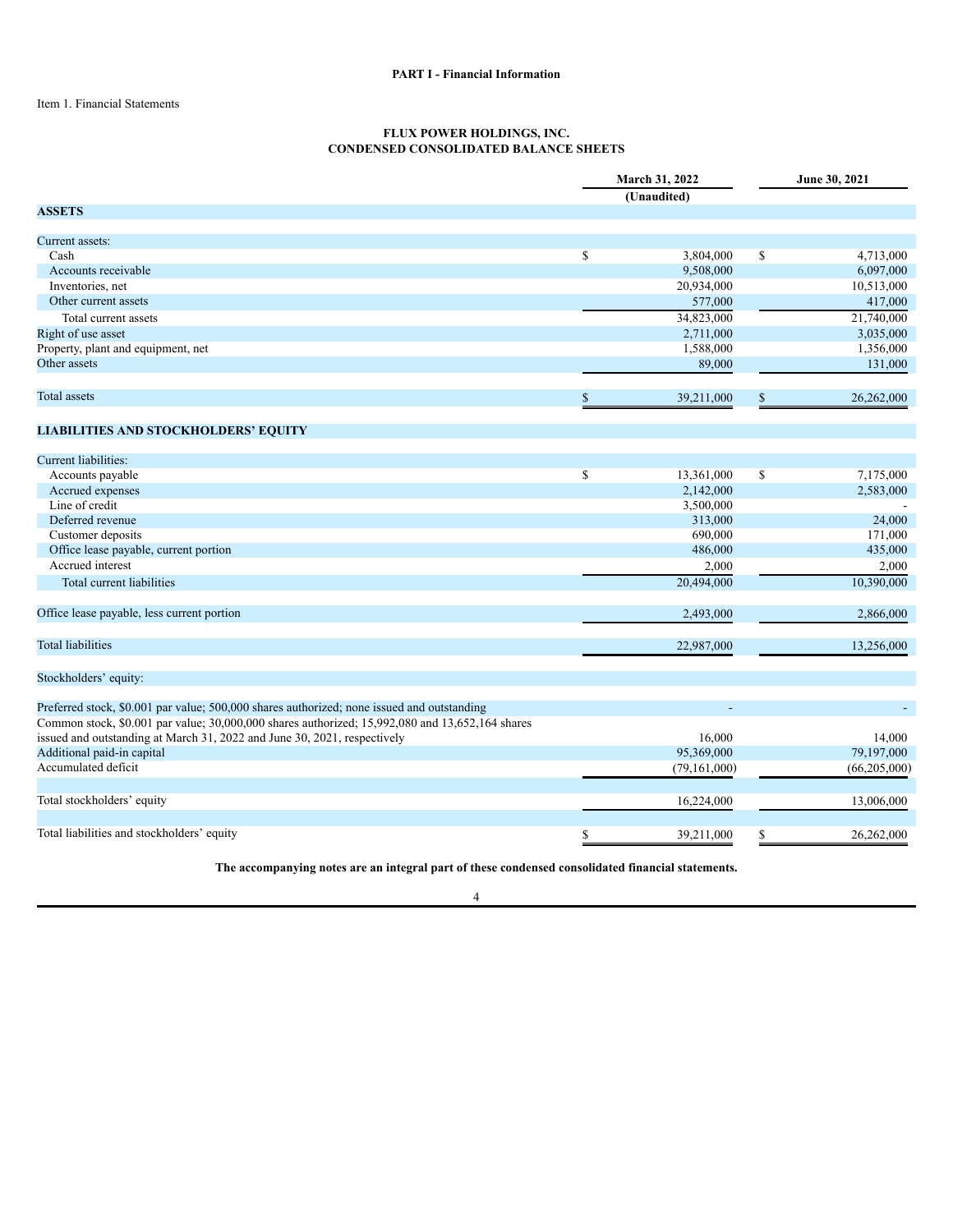**PART I - Financial Information**

Item 1. Financial Statements

**FLUX POWER HOLDINGS, INC.**
**CONDENSED CONSOLIDATED BALANCE SHEETS**

| | March 31, 2022 | June 30, 2021 |
|---|---|---|
| | (Unaudited) | |
| **ASSETS** | | |
| Current assets: | | |
| Cash | $ 3,804,000 | $ 4,713,000 |
| Accounts receivable | 9,508,000 | 6,097,000 |
| Inventories, net | 20,934,000 | 10,513,000 |
| Other current assets | 577,000 | 417,000 |
| Total current assets | 34,823,000 | 21,740,000 |
| Right of use asset | 2,711,000 | 3,035,000 |
| Property, plant and equipment, net | 1,588,000 | 1,356,000 |
| Other assets | 89,000 | 131,000 |
| Total assets | $ 39,211,000 | $ 26,262,000 |
| **LIABILITIES AND STOCKHOLDERS' EQUITY** | | |
| Current liabilities: | | |
| Accounts payable | $ 13,361,000 | $ 7,175,000 |
| Accrued expenses | 2,142,000 | 2,583,000 |
| Line of credit | 3,500,000 | - |
| Deferred revenue | 313,000 | 24,000 |
| Customer deposits | 690,000 | 171,000 |
| Office lease payable, current portion | 486,000 | 435,000 |
| Accrued interest | 2,000 | 2,000 |
| Total current liabilities | 20,494,000 | 10,390,000 |
| Office lease payable, less current portion | 2,493,000 | 2,866,000 |
| Total liabilities | 22,987,000 | 13,256,000 |
| Stockholders' equity: | | |
| Preferred stock, $0.001 par value; 500,000 shares authorized; none issued and outstanding | - | - |
| Common stock, $0.001 par value; 30,000,000 shares authorized; 15,992,080 and 13,652,164 shares issued and outstanding at March 31, 2022 and June 30, 2021, respectively | 16,000 | 14,000 |
| Additional paid-in capital | 95,369,000 | 79,197,000 |
| Accumulated deficit | (79,161,000) | (66,205,000) |
| Total stockholders' equity | 16,224,000 | 13,006,000 |
| Total liabilities and stockholders' equity | $ 39,211,000 | $ 26,262,000 |

**The accompanying notes are an integral part of these condensed consolidated financial statements.**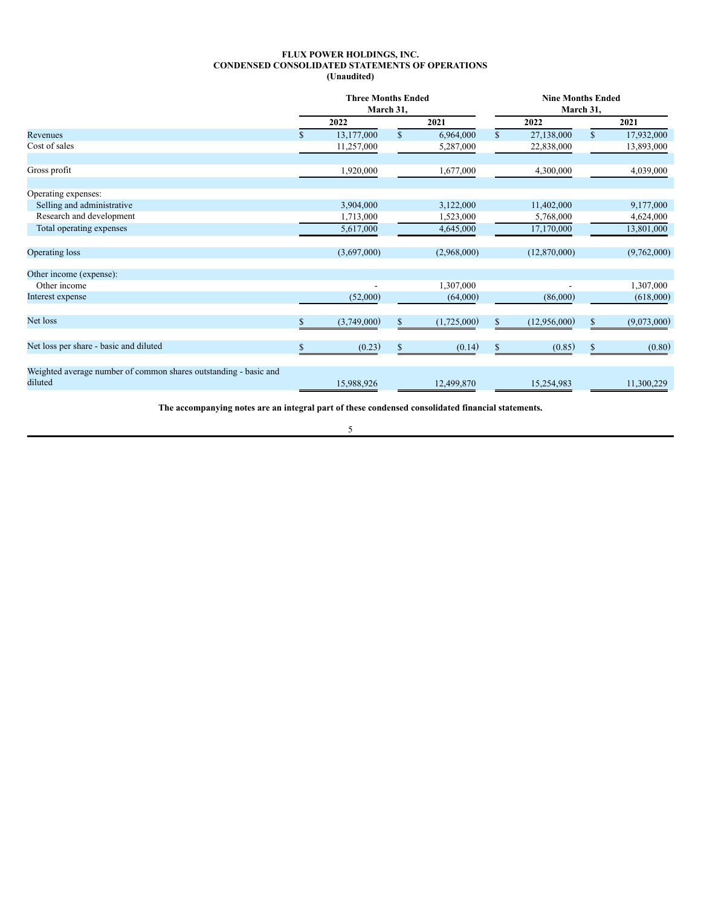**FLUX POWER HOLDINGS, INC.**
**CONDENSED CONSOLIDATED STATEMENTS OF OPERATIONS**
**(Unaudited)**

| | Three Months Ended March 31, | | Nine Months Ended March 31, | |
|---|---|---|---|---|
| | 2022 | 2021 | 2022 | 2021 |
| Revenues | $ 13,177,000 | $ 6,964,000 | $ 27,138,000 | $ 17,932,000 |
| Cost of sales | 11,257,000 | 5,287,000 | 22,838,000 | 13,893,000 |
| Gross profit | 1,920,000 | 1,677,000 | 4,300,000 | 4,039,000 |
| Operating expenses: | | | | |
| Selling and administrative | 3,904,000 | 3,122,000 | 11,402,000 | 9,177,000 |
| Research and development | 1,713,000 | 1,523,000 | 5,768,000 | 4,624,000 |
| Total operating expenses | 5,617,000 | 4,645,000 | 17,170,000 | 13,801,000 |
| Operating loss | (3,697,000) | (2,968,000) | (12,870,000) | (9,762,000) |
| Other income (expense): | | | | |
| Other income | - | 1,307,000 | - | 1,307,000 |
| Interest expense | (52,000) | (64,000) | (86,000) | (618,000) |
| Net loss | $ (3,749,000) | $ (1,725,000) | $ (12,956,000) | $ (9,073,000) |
| Net loss per share - basic and diluted | $ (0.23) | $ (0.14) | $ (0.85) | $ (0.80) |
| Weighted average number of common shares outstanding - basic and diluted | 15,988,926 | 12,499,870 | 15,254,983 | 11,300,229 |

**The accompanying notes are an integral part of these condensed consolidated financial statements.**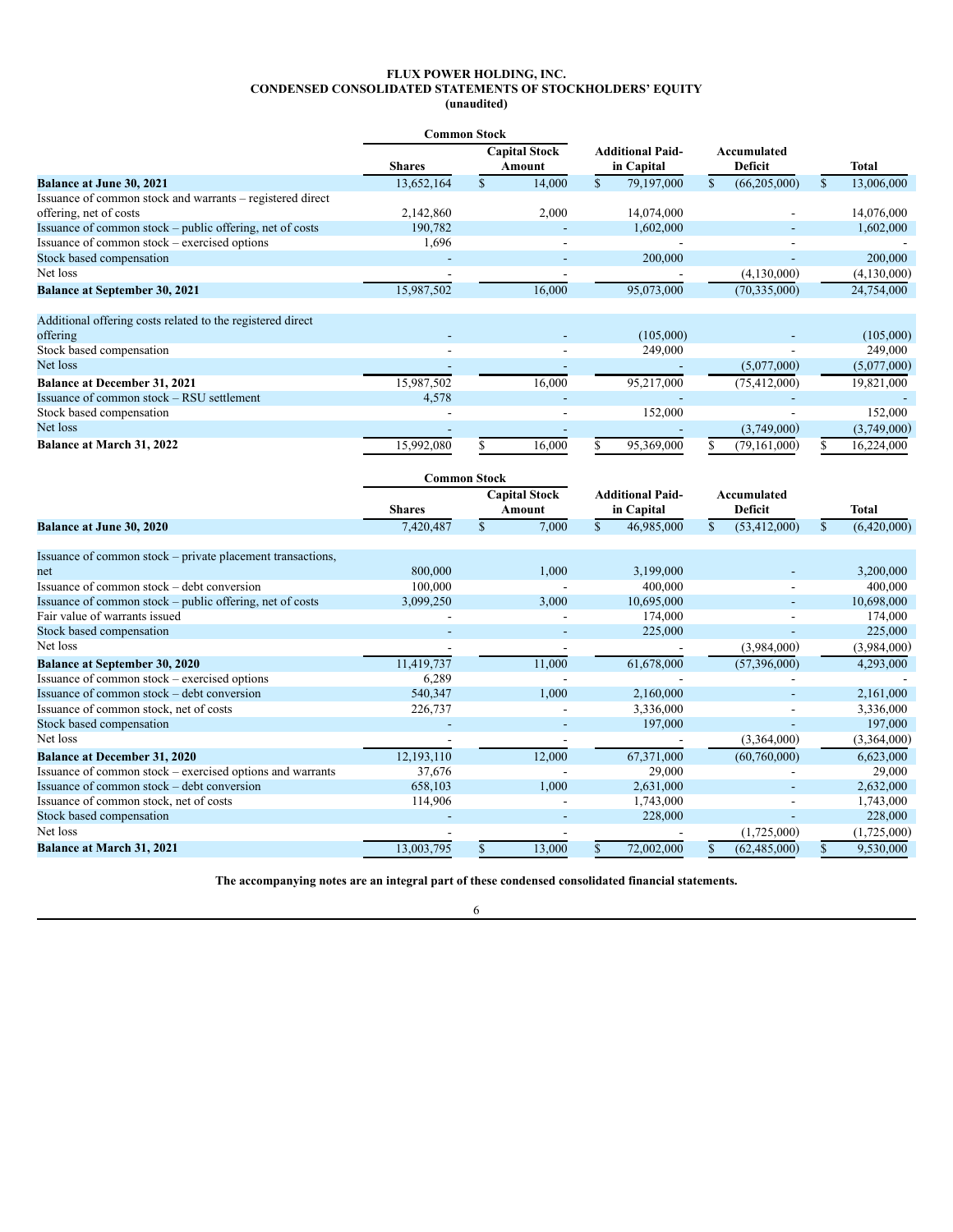**FLUX POWER HOLDING, INC.**
**CONDENSED CONSOLIDATED STATEMENTS OF STOCKHOLDERS' EQUITY**
**(unaudited)**

| | Common Stock | | | | |
|---|---|---|---|---|---|
| | Shares | Capital Stock Amount | Additional Paid-in Capital | Accumulated Deficit | Total |
| **Balance at June 30, 2021** | 13,652,164 | $ 14,000 | $ 79,197,000 | $ (66,205,000) | $ 13,006,000 |
| Issuance of common stock and warrants – registered direct offering, net of costs | 2,142,860 | 2,000 | 14,074,000 | - | 14,076,000 |
| Issuance of common stock – public offering, net of costs | 190,782 | - | 1,602,000 | - | 1,602,000 |
| Issuance of common stock – exercised options | 1,696 | - | - | - | - |
| Stock based compensation | - | - | 200,000 | - | 200,000 |
| Net loss | - | - | - | (4,130,000) | (4,130,000) |
| **Balance at September 30, 2021** | 15,987,502 | 16,000 | 95,073,000 | (70,335,000) | 24,754,000 |
| Additional offering costs related to the registered direct offering | - | - | (105,000) | - | (105,000) |
| Stock based compensation | - | - | 249,000 | - | 249,000 |
| Net loss | - | - | - | (5,077,000) | (5,077,000) |
| **Balance at December 31, 2021** | 15,987,502 | 16,000 | 95,217,000 | (75,412,000) | 19,821,000 |
| Issuance of common stock – RSU settlement | 4,578 | - | - | - | - |
| Stock based compensation | - | - | 152,000 | - | 152,000 |
| Net loss | - | - | - | (3,749,000) | (3,749,000) |
| **Balance at March 31, 2022** | 15,992,080 | $ 16,000 | $ 95,369,000 | $ (79,161,000) | $ 16,224,000 |

| | Common Stock | | | | |
|---|---|---|---|---|---|
| | Shares | Capital Stock Amount | Additional Paid-in Capital | Accumulated Deficit | Total |
| **Balance at June 30, 2020** | 7,420,487 | $ 7,000 | $ 46,985,000 | $ (53,412,000) | $ (6,420,000) |
| Issuance of common stock – private placement transactions, net | 800,000 | 1,000 | 3,199,000 | - | 3,200,000 |
| Issuance of common stock – debt conversion | 100,000 | - | 400,000 | - | 400,000 |
| Issuance of common stock – public offering, net of costs | 3,099,250 | 3,000 | 10,695,000 | - | 10,698,000 |
| Fair value of warrants issued | - | - | 174,000 | - | 174,000 |
| Stock based compensation | - | - | 225,000 | - | 225,000 |
| Net loss | - | - | - | (3,984,000) | (3,984,000) |
| **Balance at September 30, 2020** | 11,419,737 | 11,000 | 61,678,000 | (57,396,000) | 4,293,000 |
| Issuance of common stock – exercised options | 6,289 | - | - | - | - |
| Issuance of common stock – debt conversion | 540,347 | 1,000 | 2,160,000 | - | 2,161,000 |
| Issuance of common stock, net of costs | 226,737 | - | 3,336,000 | - | 3,336,000 |
| Stock based compensation | - | - | 197,000 | - | 197,000 |
| Net loss | - | - | - | (3,364,000) | (3,364,000) |
| **Balance at December 31, 2020** | 12,193,110 | 12,000 | 67,371,000 | (60,760,000) | 6,623,000 |
| Issuance of common stock – exercised options and warrants | 37,676 | - | 29,000 | - | 29,000 |
| Issuance of common stock – debt conversion | 658,103 | 1,000 | 2,631,000 | - | 2,632,000 |
| Issuance of common stock, net of costs | 114,906 | - | 1,743,000 | - | 1,743,000 |
| Stock based compensation | - | - | 228,000 | - | 228,000 |
| Net loss | - | - | - | (1,725,000) | (1,725,000) |
| **Balance at March 31, 2021** | 13,003,795 | $ 13,000 | $ 72,002,000 | $ (62,485,000) | $ 9,530,000 |

**The accompanying notes are an integral part of these condensed consolidated financial statements.**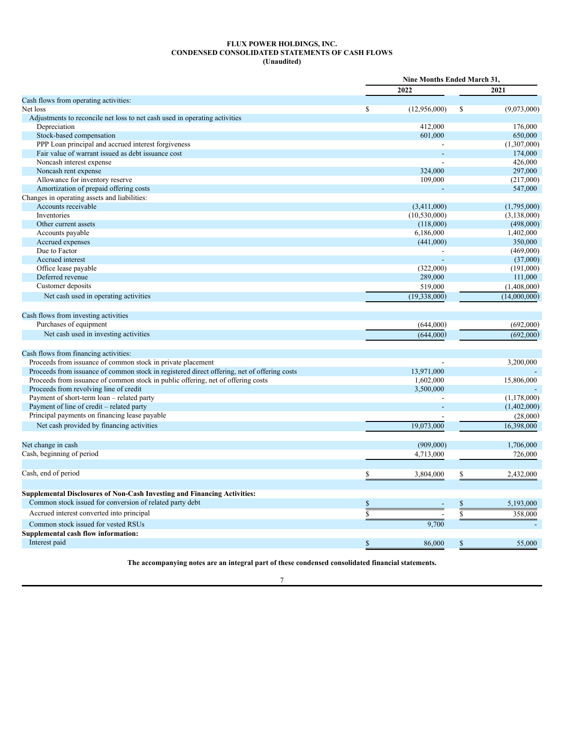**FLUX POWER HOLDINGS, INC.**
**CONDENSED CONSOLIDATED STATEMENTS OF CASH FLOWS**
**(Unaudited)**

| | Nine Months Ended March 31, | |
|---|---|---|
| | 2022 | 2021 |
| Cash flows from operating activities: | | |
| Net loss | $ (12,956,000) | $ (9,073,000) |
| Adjustments to reconcile net loss to net cash used in operating activities | | |
| Depreciation | 412,000 | 176,000 |
| Stock-based compensation | 601,000 | 650,000 |
| PPP Loan principal and accrued interest forgiveness | - | (1,307,000) |
| Fair value of warrant issued as debt issuance cost | - | 174,000 |
| Noncash interest expense | - | 426,000 |
| Noncash rent expense | 324,000 | 297,000 |
| Allowance for inventory reserve | 109,000 | (217,000) |
| Amortization of prepaid offering costs | - | 547,000 |
| Changes in operating assets and liabilities: | | |
| Accounts receivable | (3,411,000) | (1,795,000) |
| Inventories | (10,530,000) | (3,138,000) |
| Other current assets | (118,000) | (498,000) |
| Accounts payable | 6,186,000 | 1,402,000 |
| Accrued expenses | (441,000) | 350,000 |
| Due to Factor | - | (469,000) |
| Accrued interest | - | (37,000) |
| Office lease payable | (322,000) | (191,000) |
| Deferred revenue | 289,000 | 111,000 |
| Customer deposits | 519,000 | (1,408,000) |
| Net cash used in operating activities | (19,338,000) | (14,000,000) |
| | | |
| Cash flows from investing activities | | |
| Purchases of equipment | (644,000) | (692,000) |
| Net cash used in investing activities | (644,000) | (692,000) |
| | | |
| Cash flows from financing activities: | | |
| Proceeds from issuance of common stock in private placement | - | 3,200,000 |
| Proceeds from issuance of common stock in registered direct offering, net of offering costs | 13,971,000 | - |
| Proceeds from issuance of common stock in public offering, net of offering costs | 1,602,000 | 15,806,000 |
| Proceeds from revolving line of credit | 3,500,000 | - |
| Payment of short-term loan – related party | - | (1,178,000) |
| Payment of line of credit – related party | - | (1,402,000) |
| Principal payments on financing lease payable | - | (28,000) |
| Net cash provided by financing activities | 19,073,000 | 16,398,000 |
| | | |
| Net change in cash | (909,000) | 1,706,000 |
| Cash, beginning of period | 4,713,000 | 726,000 |
| | | |
| Cash, end of period | $ 3,804,000 | $ 2,432,000 |
| | | |
| **Supplemental Disclosures of Non-Cash Investing and Financing Activities:** | | |
| Common stock issued for conversion of related party debt | $ - | $ 5,193,000 |
| Accrued interest converted into principal | $ - | $ 358,000 |
| Common stock issued for vested RSUs | 9,700 | - |
| **Supplemental cash flow information:** | | |
| Interest paid | $ 86,000 | $ 55,000 |

**The accompanying notes are an integral part of these condensed consolidated financial statements.**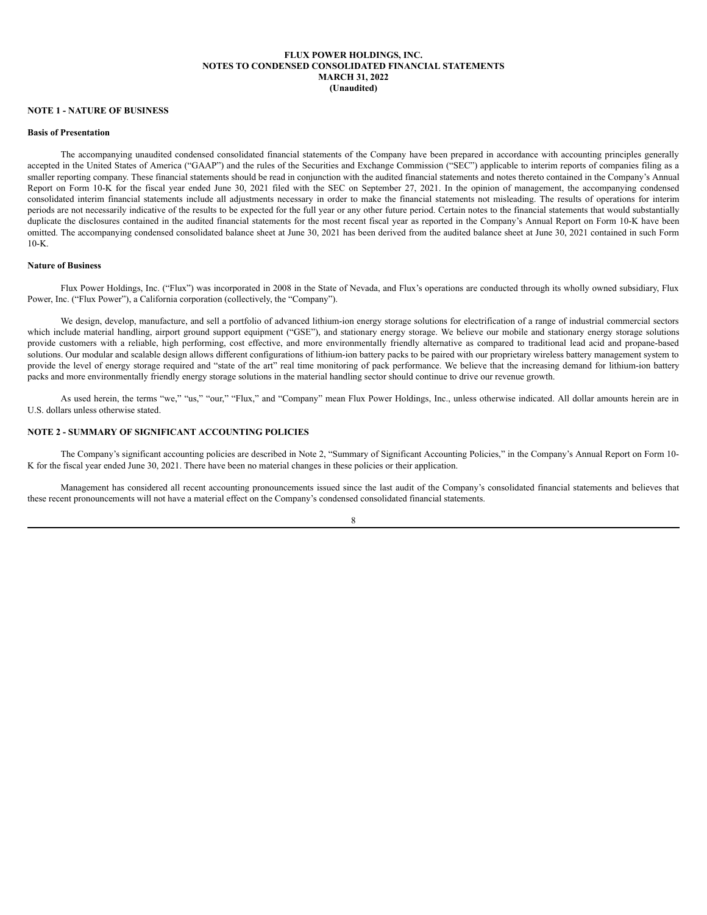**FLUX POWER HOLDINGS, INC.**
**NOTES TO CONDENSED CONSOLIDATED FINANCIAL STATEMENTS**
**MARCH 31, 2022**
**(Unaudited)**

## NOTE 1 - NATURE OF BUSINESS

### Basis of Presentation

The accompanying unaudited condensed consolidated financial statements of the Company have been prepared in accordance with accounting principles generally accepted in the United States of America ("GAAP") and the rules of the Securities and Exchange Commission ("SEC") applicable to interim reports of companies filing as a smaller reporting company. These financial statements should be read in conjunction with the audited financial statements and notes thereto contained in the Company's Annual Report on Form 10-K for the fiscal year ended June 30, 2021 filed with the SEC on September 27, 2021. In the opinion of management, the accompanying condensed consolidated interim financial statements include all adjustments necessary in order to make the financial statements not misleading. The results of operations for interim periods are not necessarily indicative of the results to be expected for the full year or any other future period. Certain notes to the financial statements that would substantially duplicate the disclosures contained in the audited financial statements for the most recent fiscal year as reported in the Company's Annual Report on Form 10-K have been omitted. The accompanying condensed consolidated balance sheet at June 30, 2021 has been derived from the audited balance sheet at June 30, 2021 contained in such Form 10-K.

### Nature of Business

Flux Power Holdings, Inc. ("Flux") was incorporated in 2008 in the State of Nevada, and Flux's operations are conducted through its wholly owned subsidiary, Flux Power, Inc. ("Flux Power"), a California corporation (collectively, the "Company").

We design, develop, manufacture, and sell a portfolio of advanced lithium-ion energy storage solutions for electrification of a range of industrial commercial sectors which include material handling, airport ground support equipment ("GSE"), and stationary energy storage. We believe our mobile and stationary energy storage solutions provide customers with a reliable, high performing, cost effective, and more environmentally friendly alternative as compared to traditional lead acid and propane-based solutions. Our modular and scalable design allows different configurations of lithium-ion battery packs to be paired with our proprietary wireless battery management system to provide the level of energy storage required and "state of the art" real time monitoring of pack performance. We believe that the increasing demand for lithium-ion battery packs and more environmentally friendly energy storage solutions in the material handling sector should continue to drive our revenue growth.

As used herein, the terms "we," "us," "our," "Flux," and "Company" mean Flux Power Holdings, Inc., unless otherwise indicated. All dollar amounts herein are in U.S. dollars unless otherwise stated.

## NOTE 2 - SUMMARY OF SIGNIFICANT ACCOUNTING POLICIES

The Company's significant accounting policies are described in Note 2, "Summary of Significant Accounting Policies," in the Company's Annual Report on Form 10-K for the fiscal year ended June 30, 2021. There have been no material changes in these policies or their application.

Management has considered all recent accounting pronouncements issued since the last audit of the Company's consolidated financial statements and believes that these recent pronouncements will not have a material effect on the Company's condensed consolidated financial statements.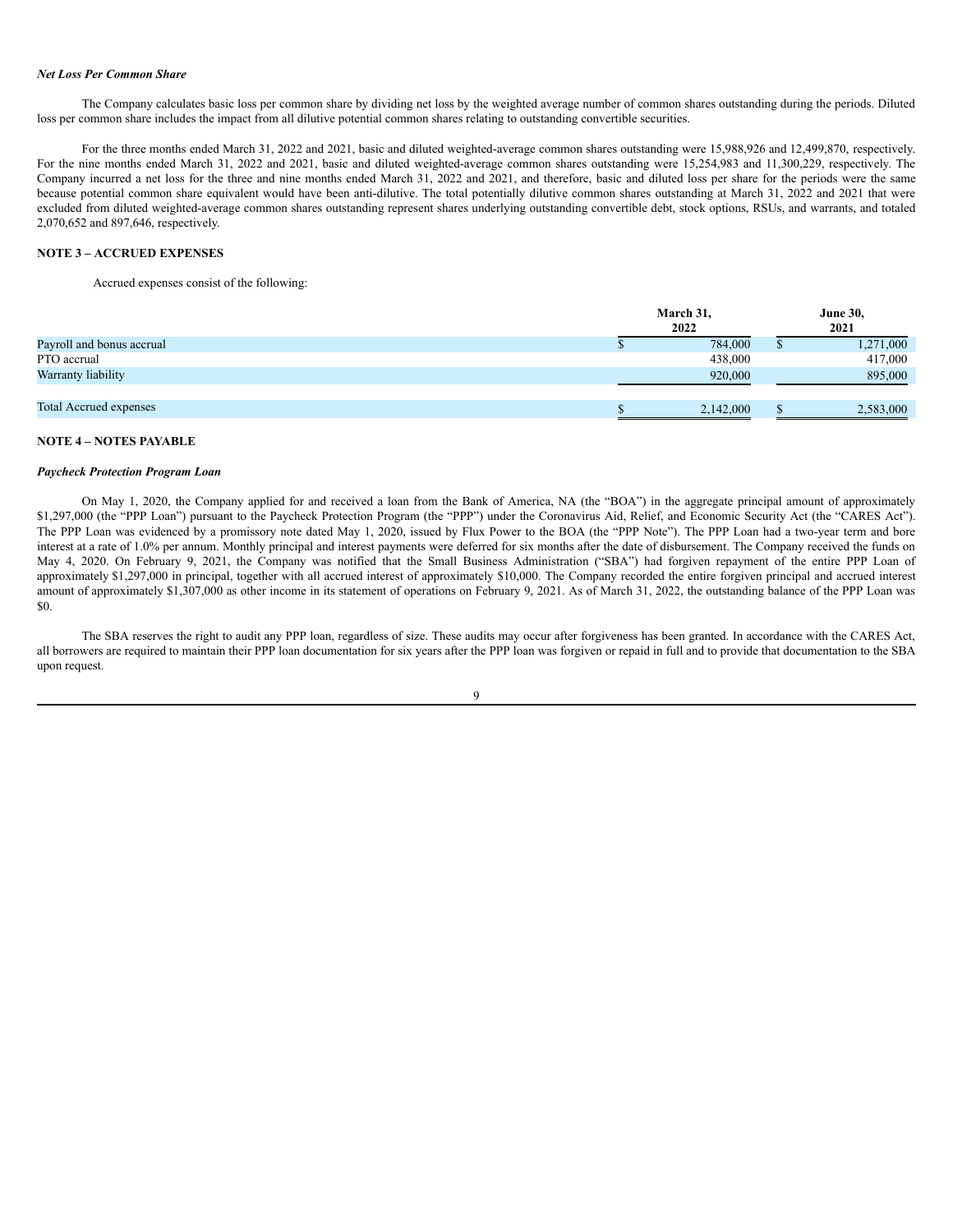***Net Loss Per Common Share***

The Company calculates basic loss per common share by dividing net loss by the weighted average number of common shares outstanding during the periods. Diluted loss per common share includes the impact from all dilutive potential common shares relating to outstanding convertible securities.

For the three months ended March 31, 2022 and 2021, basic and diluted weighted-average common shares outstanding were 15,988,926 and 12,499,870, respectively. For the nine months ended March 31, 2022 and 2021, basic and diluted weighted-average common shares outstanding were 15,254,983 and 11,300,229, respectively. The Company incurred a net loss for the three and nine months ended March 31, 2022 and 2021, and therefore, basic and diluted loss per share for the periods were the same because potential common share equivalent would have been anti-dilutive. The total potentially dilutive common shares outstanding at March 31, 2022 and 2021 that were excluded from diluted weighted-average common shares outstanding represent shares underlying outstanding convertible debt, stock options, RSUs, and warrants, and totaled 2,070,652 and 897,646, respectively.

**NOTE 3 – ACCRUED EXPENSES**

Accrued expenses consist of the following:

| | March 31, 2022 | June 30, 2021 |
|---|---|---|
| Payroll and bonus accrual | $ 784,000 | $ 1,271,000 |
| PTO accrual | 438,000 | 417,000 |
| Warranty liability | 920,000 | 895,000 |
| Total Accrued expenses | $ 2,142,000 | $ 2,583,000 |

**NOTE 4 – NOTES PAYABLE**

***Paycheck Protection Program Loan***

On May 1, 2020, the Company applied for and received a loan from the Bank of America, NA (the "BOA") in the aggregate principal amount of approximately $1,297,000 (the "PPP Loan") pursuant to the Paycheck Protection Program (the "PPP") under the Coronavirus Aid, Relief, and Economic Security Act (the "CARES Act"). The PPP Loan was evidenced by a promissory note dated May 1, 2020, issued by Flux Power to the BOA (the "PPP Note"). The PPP Loan had a two-year term and bore interest at a rate of 1.0% per annum. Monthly principal and interest payments were deferred for six months after the date of disbursement. The Company received the funds on May 4, 2020. On February 9, 2021, the Company was notified that the Small Business Administration ("SBA") had forgiven repayment of the entire PPP Loan of approximately $1,297,000 in principal, together with all accrued interest of approximately $10,000. The Company recorded the entire forgiven principal and accrued interest amount of approximately $1,307,000 as other income in its statement of operations on February 9, 2021. As of March 31, 2022, the outstanding balance of the PPP Loan was $0.

The SBA reserves the right to audit any PPP loan, regardless of size. These audits may occur after forgiveness has been granted. In accordance with the CARES Act, all borrowers are required to maintain their PPP loan documentation for six years after the PPP loan was forgiven or repaid in full and to provide that documentation to the SBA upon request.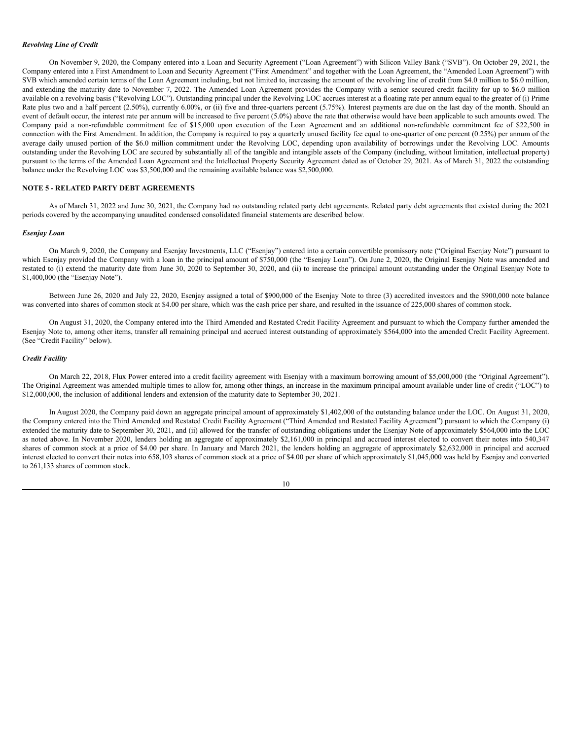***Revolving Line of Credit***

On November 9, 2020, the Company entered into a Loan and Security Agreement ("Loan Agreement") with Silicon Valley Bank ("SVB"). On October 29, 2021, the Company entered into a First Amendment to Loan and Security Agreement ("First Amendment" and together with the Loan Agreement, the "Amended Loan Agreement") with SVB which amended certain terms of the Loan Agreement including, but not limited to, increasing the amount of the revolving line of credit from \$4.0 million to \$6.0 million, and extending the maturity date to November 7, 2022. The Amended Loan Agreement provides the Company with a senior secured credit facility for up to \$6.0 million available on a revolving basis ("Revolving LOC"). Outstanding principal under the Revolving LOC accrues interest at a floating rate per annum equal to the greater of (i) Prime Rate plus two and a half percent (2.50%), currently 6.00%, or (ii) five and three-quarters percent (5.75%). Interest payments are due on the last day of the month. Should an event of default occur, the interest rate per annum will be increased to five percent (5.0%) above the rate that otherwise would have been applicable to such amounts owed. The Company paid a non-refundable commitment fee of \$15,000 upon execution of the Loan Agreement and an additional non-refundable commitment fee of \$22,500 in connection with the First Amendment. In addition, the Company is required to pay a quarterly unused facility fee equal to one-quarter of one percent (0.25%) per annum of the average daily unused portion of the \$6.0 million commitment under the Revolving LOC, depending upon availability of borrowings under the Revolving LOC. Amounts outstanding under the Revolving LOC are secured by substantially all of the tangible and intangible assets of the Company (including, without limitation, intellectual property) pursuant to the terms of the Amended Loan Agreement and the Intellectual Property Security Agreement dated as of October 29, 2021. As of March 31, 2022 the outstanding balance under the Revolving LOC was \$3,500,000 and the remaining available balance was \$2,500,000.

**NOTE 5 - RELATED PARTY DEBT AGREEMENTS**

As of March 31, 2022 and June 30, 2021, the Company had no outstanding related party debt agreements. Related party debt agreements that existed during the 2021 periods covered by the accompanying unaudited condensed consolidated financial statements are described below.

***Esenjay Loan***

On March 9, 2020, the Company and Esenjay Investments, LLC ("Esenjay") entered into a certain convertible promissory note ("Original Esenjay Note") pursuant to which Esenjay provided the Company with a loan in the principal amount of \$750,000 (the "Esenjay Loan"). On June 2, 2020, the Original Esenjay Note was amended and restated to (i) extend the maturity date from June 30, 2020 to September 30, 2020, and (ii) to increase the principal amount outstanding under the Original Esenjay Note to \$1,400,000 (the "Esenjay Note").

Between June 26, 2020 and July 22, 2020, Esenjay assigned a total of \$900,000 of the Esenjay Note to three (3) accredited investors and the \$900,000 note balance was converted into shares of common stock at \$4.00 per share, which was the cash price per share, and resulted in the issuance of 225,000 shares of common stock.

On August 31, 2020, the Company entered into the Third Amended and Restated Credit Facility Agreement and pursuant to which the Company further amended the Esenjay Note to, among other items, transfer all remaining principal and accrued interest outstanding of approximately \$564,000 into the amended Credit Facility Agreement. (See "Credit Facility" below).

***Credit Facility***

On March 22, 2018, Flux Power entered into a credit facility agreement with Esenjay with a maximum borrowing amount of \$5,000,000 (the "Original Agreement"). The Original Agreement was amended multiple times to allow for, among other things, an increase in the maximum principal amount available under line of credit ("LOC") to \$12,000,000, the inclusion of additional lenders and extension of the maturity date to September 30, 2021.

In August 2020, the Company paid down an aggregate principal amount of approximately \$1,402,000 of the outstanding balance under the LOC. On August 31, 2020, the Company entered into the Third Amended and Restated Credit Facility Agreement ("Third Amended and Restated Facility Agreement") pursuant to which the Company (i) extended the maturity date to September 30, 2021, and (ii) allowed for the transfer of outstanding obligations under the Esenjay Note of approximately \$564,000 into the LOC as noted above. In November 2020, lenders holding an aggregate of approximately \$2,161,000 in principal and accrued interest elected to convert their notes into 540,347 shares of common stock at a price of \$4.00 per share. In January and March 2021, the lenders holding an aggregate of approximately \$2,632,000 in principal and accrued interest elected to convert their notes into 658,103 shares of common stock at a price of \$4.00 per share of which approximately \$1,045,000 was held by Esenjay and converted to 261,133 shares of common stock.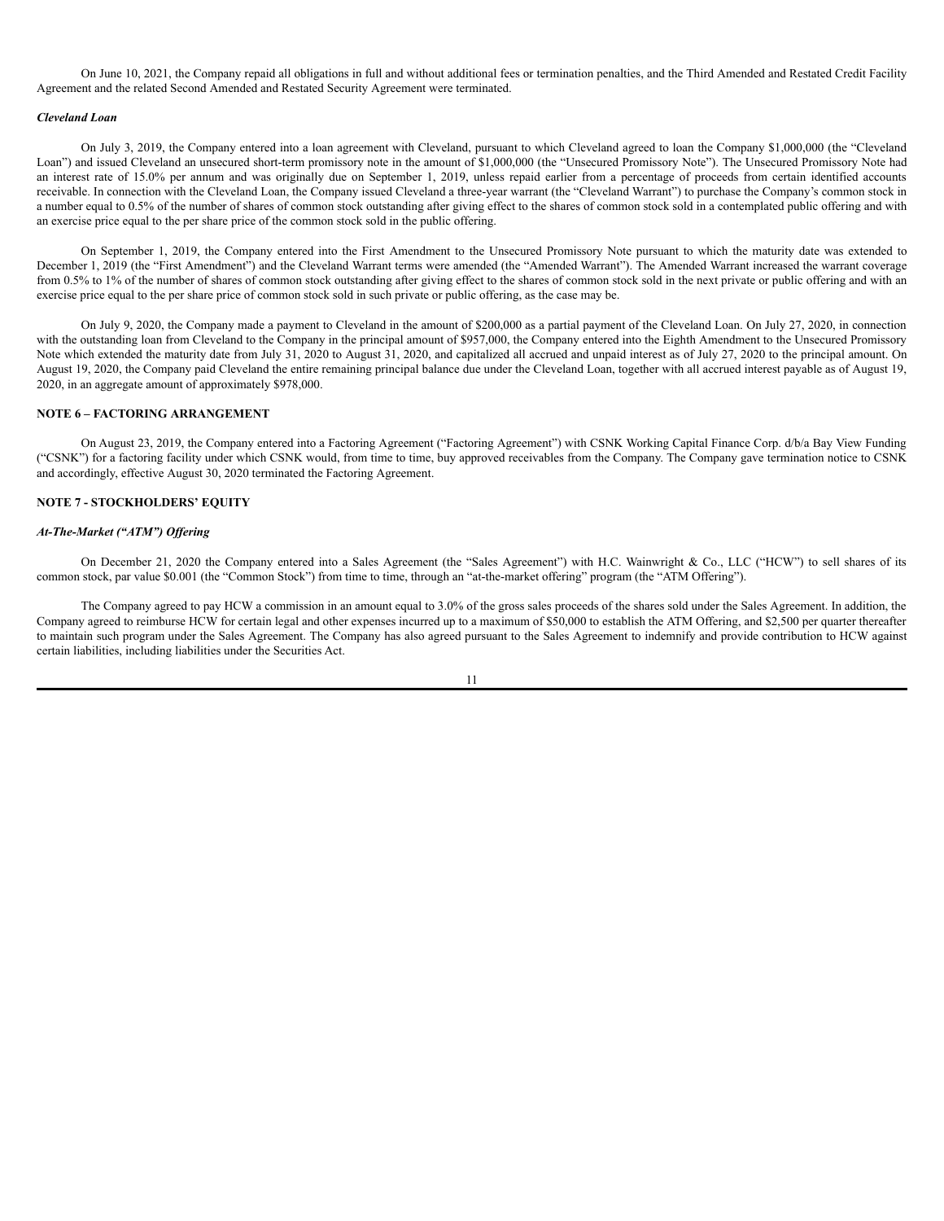On June 10, 2021, the Company repaid all obligations in full and without additional fees or termination penalties, and the Third Amended and Restated Credit Facility Agreement and the related Second Amended and Restated Security Agreement were terminated.

***Cleveland Loan***

On July 3, 2019, the Company entered into a loan agreement with Cleveland, pursuant to which Cleveland agreed to loan the Company $1,000,000 (the "Cleveland Loan") and issued Cleveland an unsecured short-term promissory note in the amount of $1,000,000 (the "Unsecured Promissory Note"). The Unsecured Promissory Note had an interest rate of 15.0% per annum and was originally due on September 1, 2019, unless repaid earlier from a percentage of proceeds from certain identified accounts receivable. In connection with the Cleveland Loan, the Company issued Cleveland a three-year warrant (the "Cleveland Warrant") to purchase the Company's common stock in a number equal to 0.5% of the number of shares of common stock outstanding after giving effect to the shares of common stock sold in a contemplated public offering and with an exercise price equal to the per share price of the common stock sold in the public offering.

On September 1, 2019, the Company entered into the First Amendment to the Unsecured Promissory Note pursuant to which the maturity date was extended to December 1, 2019 (the "First Amendment") and the Cleveland Warrant terms were amended (the "Amended Warrant"). The Amended Warrant increased the warrant coverage from 0.5% to 1% of the number of shares of common stock outstanding after giving effect to the shares of common stock sold in the next private or public offering and with an exercise price equal to the per share price of common stock sold in such private or public offering, as the case may be.

On July 9, 2020, the Company made a payment to Cleveland in the amount of $200,000 as a partial payment of the Cleveland Loan. On July 27, 2020, in connection with the outstanding loan from Cleveland to the Company in the principal amount of $957,000, the Company entered into the Eighth Amendment to the Unsecured Promissory Note which extended the maturity date from July 31, 2020 to August 31, 2020, and capitalized all accrued and unpaid interest as of July 27, 2020 to the principal amount. On August 19, 2020, the Company paid Cleveland the entire remaining principal balance due under the Cleveland Loan, together with all accrued interest payable as of August 19, 2020, in an aggregate amount of approximately $978,000.

## NOTE 6 – FACTORING ARRANGEMENT

On August 23, 2019, the Company entered into a Factoring Agreement ("Factoring Agreement") with CSNK Working Capital Finance Corp. d/b/a Bay View Funding ("CSNK") for a factoring facility under which CSNK would, from time to time, buy approved receivables from the Company. The Company gave termination notice to CSNK and accordingly, effective August 30, 2020 terminated the Factoring Agreement.

## NOTE 7 - STOCKHOLDERS' EQUITY

***At-The-Market ("ATM") Offering***

On December 21, 2020 the Company entered into a Sales Agreement (the "Sales Agreement") with H.C. Wainwright & Co., LLC ("HCW") to sell shares of its common stock, par value $0.001 (the "Common Stock") from time to time, through an "at-the-market offering" program (the "ATM Offering").

The Company agreed to pay HCW a commission in an amount equal to 3.0% of the gross sales proceeds of the shares sold under the Sales Agreement. In addition, the Company agreed to reimburse HCW for certain legal and other expenses incurred up to a maximum of $50,000 to establish the ATM Offering, and $2,500 per quarter thereafter to maintain such program under the Sales Agreement. The Company has also agreed pursuant to the Sales Agreement to indemnify and provide contribution to HCW against certain liabilities, including liabilities under the Securities Act.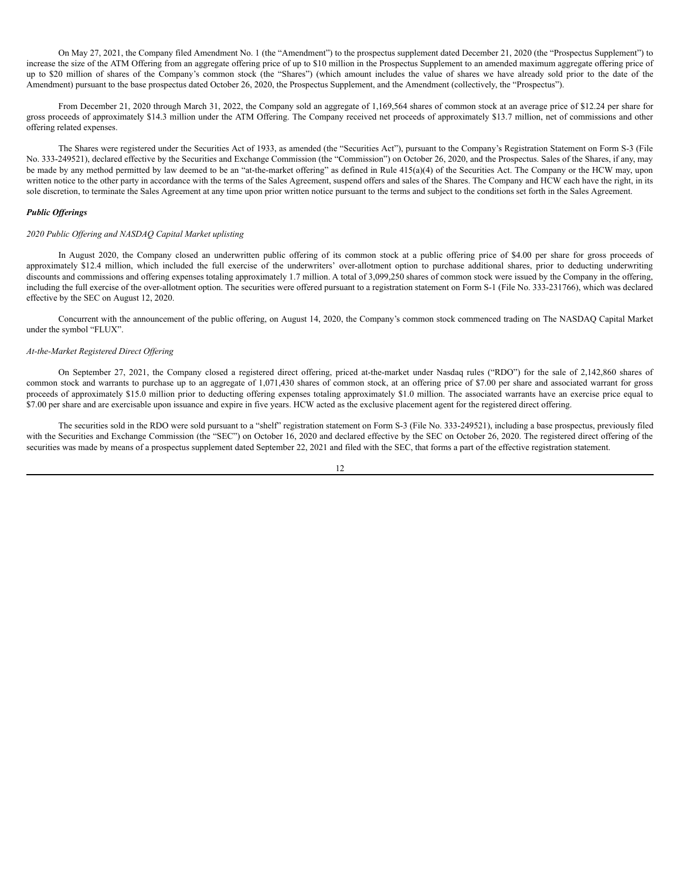On May 27, 2021, the Company filed Amendment No. 1 (the "Amendment") to the prospectus supplement dated December 21, 2020 (the "Prospectus Supplement") to increase the size of the ATM Offering from an aggregate offering price of up to $10 million in the Prospectus Supplement to an amended maximum aggregate offering price of up to $20 million of shares of the Company's common stock (the "Shares") (which amount includes the value of shares we have already sold prior to the date of the Amendment) pursuant to the base prospectus dated October 26, 2020, the Prospectus Supplement, and the Amendment (collectively, the "Prospectus").

From December 21, 2020 through March 31, 2022, the Company sold an aggregate of 1,169,564 shares of common stock at an average price of $12.24 per share for gross proceeds of approximately $14.3 million under the ATM Offering. The Company received net proceeds of approximately $13.7 million, net of commissions and other offering related expenses.

The Shares were registered under the Securities Act of 1933, as amended (the "Securities Act"), pursuant to the Company's Registration Statement on Form S-3 (File No. 333-249521), declared effective by the Securities and Exchange Commission (the "Commission") on October 26, 2020, and the Prospectus. Sales of the Shares, if any, may be made by any method permitted by law deemed to be an "at-the-market offering" as defined in Rule 415(a)(4) of the Securities Act. The Company or the HCW may, upon written notice to the other party in accordance with the terms of the Sales Agreement, suspend offers and sales of the Shares. The Company and HCW each have the right, in its sole discretion, to terminate the Sales Agreement at any time upon prior written notice pursuant to the terms and subject to the conditions set forth in the Sales Agreement.

***Public Offerings***

*2020 Public Offering and NASDAQ Capital Market uplisting*

In August 2020, the Company closed an underwritten public offering of its common stock at a public offering price of $4.00 per share for gross proceeds of approximately $12.4 million, which included the full exercise of the underwriters' over-allotment option to purchase additional shares, prior to deducting underwriting discounts and commissions and offering expenses totaling approximately 1.7 million. A total of 3,099,250 shares of common stock were issued by the Company in the offering, including the full exercise of the over-allotment option. The securities were offered pursuant to a registration statement on Form S-1 (File No. 333-231766), which was declared effective by the SEC on August 12, 2020.

Concurrent with the announcement of the public offering, on August 14, 2020, the Company's common stock commenced trading on The NASDAQ Capital Market under the symbol "FLUX".

*At-the-Market Registered Direct Offering*

On September 27, 2021, the Company closed a registered direct offering, priced at-the-market under Nasdaq rules ("RDO") for the sale of 2,142,860 shares of common stock and warrants to purchase up to an aggregate of 1,071,430 shares of common stock, at an offering price of $7.00 per share and associated warrant for gross proceeds of approximately $15.0 million prior to deducting offering expenses totaling approximately $1.0 million. The associated warrants have an exercise price equal to $7.00 per share and are exercisable upon issuance and expire in five years. HCW acted as the exclusive placement agent for the registered direct offering.

The securities sold in the RDO were sold pursuant to a "shelf" registration statement on Form S-3 (File No. 333-249521), including a base prospectus, previously filed with the Securities and Exchange Commission (the "SEC") on October 16, 2020 and declared effective by the SEC on October 26, 2020. The registered direct offering of the securities was made by means of a prospectus supplement dated September 22, 2021 and filed with the SEC, that forms a part of the effective registration statement.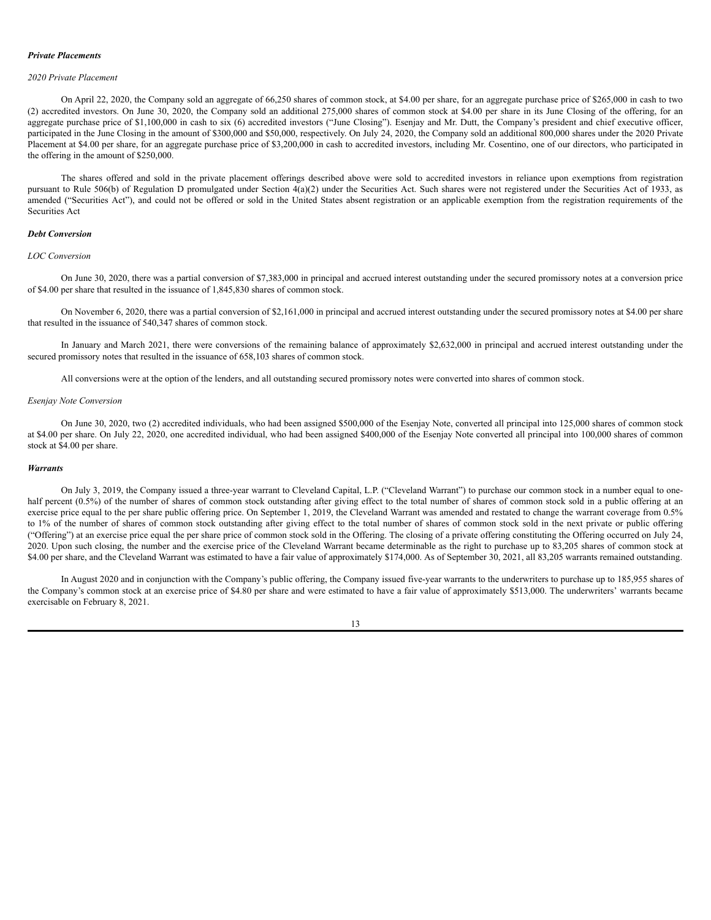***Private Placements***

*2020 Private Placement*

On April 22, 2020, the Company sold an aggregate of 66,250 shares of common stock, at $4.00 per share, for an aggregate purchase price of $265,000 in cash to two (2) accredited investors. On June 30, 2020, the Company sold an additional 275,000 shares of common stock at $4.00 per share in its June Closing of the offering, for an aggregate purchase price of $1,100,000 in cash to six (6) accredited investors ("June Closing"). Esenjay and Mr. Dutt, the Company's president and chief executive officer, participated in the June Closing in the amount of $300,000 and $50,000, respectively. On July 24, 2020, the Company sold an additional 800,000 shares under the 2020 Private Placement at $4.00 per share, for an aggregate purchase price of $3,200,000 in cash to accredited investors, including Mr. Cosentino, one of our directors, who participated in the offering in the amount of $250,000.

The shares offered and sold in the private placement offerings described above were sold to accredited investors in reliance upon exemptions from registration pursuant to Rule 506(b) of Regulation D promulgated under Section 4(a)(2) under the Securities Act. Such shares were not registered under the Securities Act of 1933, as amended ("Securities Act"), and could not be offered or sold in the United States absent registration or an applicable exemption from the registration requirements of the Securities Act

***Debt Conversion***

*LOC Conversion*

On June 30, 2020, there was a partial conversion of $7,383,000 in principal and accrued interest outstanding under the secured promissory notes at a conversion price of $4.00 per share that resulted in the issuance of 1,845,830 shares of common stock.

On November 6, 2020, there was a partial conversion of $2,161,000 in principal and accrued interest outstanding under the secured promissory notes at $4.00 per share that resulted in the issuance of 540,347 shares of common stock.

In January and March 2021, there were conversions of the remaining balance of approximately $2,632,000 in principal and accrued interest outstanding under the secured promissory notes that resulted in the issuance of 658,103 shares of common stock.

All conversions were at the option of the lenders, and all outstanding secured promissory notes were converted into shares of common stock.

*Esenjay Note Conversion*

On June 30, 2020, two (2) accredited individuals, who had been assigned $500,000 of the Esenjay Note, converted all principal into 125,000 shares of common stock at $4.00 per share. On July 22, 2020, one accredited individual, who had been assigned $400,000 of the Esenjay Note converted all principal into 100,000 shares of common stock at $4.00 per share.

***Warrants***

On July 3, 2019, the Company issued a three-year warrant to Cleveland Capital, L.P. ("Cleveland Warrant") to purchase our common stock in a number equal to one-half percent (0.5%) of the number of shares of common stock outstanding after giving effect to the total number of shares of common stock sold in a public offering at an exercise price equal to the per share public offering price. On September 1, 2019, the Cleveland Warrant was amended and restated to change the warrant coverage from 0.5% to 1% of the number of shares of common stock outstanding after giving effect to the total number of shares of common stock sold in the next private or public offering ("Offering") at an exercise price equal the per share price of common stock sold in the Offering. The closing of a private offering constituting the Offering occurred on July 24, 2020. Upon such closing, the number and the exercise price of the Cleveland Warrant became determinable as the right to purchase up to 83,205 shares of common stock at $4.00 per share, and the Cleveland Warrant was estimated to have a fair value of approximately $174,000. As of September 30, 2021, all 83,205 warrants remained outstanding.

In August 2020 and in conjunction with the Company's public offering, the Company issued five-year warrants to the underwriters to purchase up to 185,955 shares of the Company's common stock at an exercise price of $4.80 per share and were estimated to have a fair value of approximately $513,000. The underwriters' warrants became exercisable on February 8, 2021.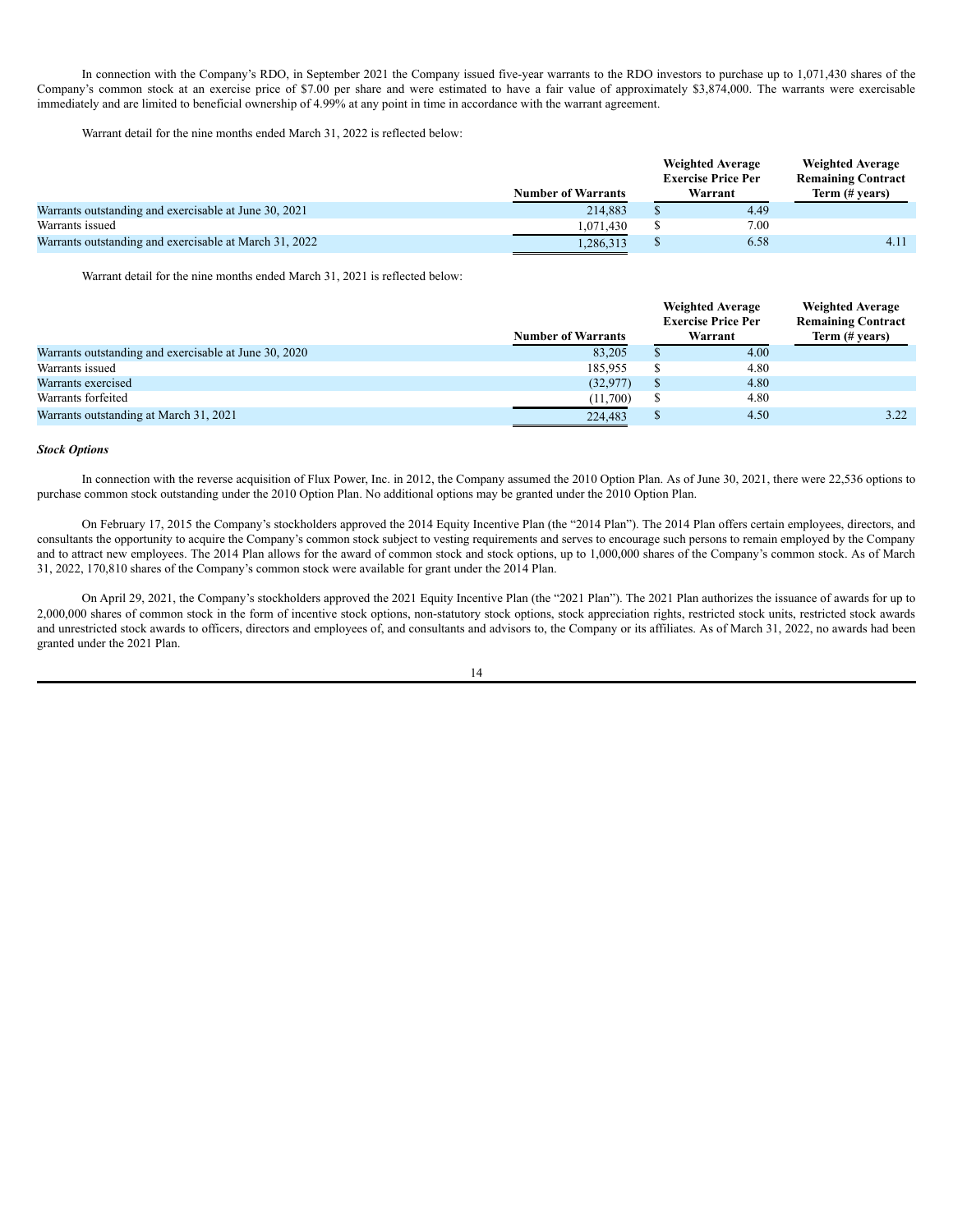In connection with the Company's RDO, in September 2021 the Company issued five-year warrants to the RDO investors to purchase up to 1,071,430 shares of the Company's common stock at an exercise price of $7.00 per share and were estimated to have a fair value of approximately $3,874,000. The warrants were exercisable immediately and are limited to beneficial ownership of 4.99% at any point in time in accordance with the warrant agreement.

Warrant detail for the nine months ended March 31, 2022 is reflected below:

| | Number of Warrants | Weighted Average Exercise Price Per Warrant | Weighted Average Remaining Contract Term (# years) |
|---|---|---|---|
| Warrants outstanding and exercisable at June 30, 2021 | 214,883 | $ 4.49 | |
| Warrants issued | 1,071,430 | $ 7.00 | |
| Warrants outstanding and exercisable at March 31, 2022 | 1,286,313 | $ 6.58 | 4.11 |

Warrant detail for the nine months ended March 31, 2021 is reflected below:

| | Number of Warrants | Weighted Average Exercise Price Per Warrant | Weighted Average Remaining Contract Term (# years) |
|---|---|---|---|
| Warrants outstanding and exercisable at June 30, 2020 | 83,205 | $ 4.00 | |
| Warrants issued | 185,955 | $ 4.80 | |
| Warrants exercised | (32,977) | $ 4.80 | |
| Warrants forfeited | (11,700) | $ 4.80 | |
| Warrants outstanding at March 31, 2021 | 224,483 | $ 4.50 | 3.22 |

***Stock Options***

In connection with the reverse acquisition of Flux Power, Inc. in 2012, the Company assumed the 2010 Option Plan. As of June 30, 2021, there were 22,536 options to purchase common stock outstanding under the 2010 Option Plan. No additional options may be granted under the 2010 Option Plan.

On February 17, 2015 the Company's stockholders approved the 2014 Equity Incentive Plan (the "2014 Plan"). The 2014 Plan offers certain employees, directors, and consultants the opportunity to acquire the Company's common stock subject to vesting requirements and serves to encourage such persons to remain employed by the Company and to attract new employees. The 2014 Plan allows for the award of common stock and stock options, up to 1,000,000 shares of the Company's common stock. As of March 31, 2022, 170,810 shares of the Company's common stock were available for grant under the 2014 Plan.

On April 29, 2021, the Company's stockholders approved the 2021 Equity Incentive Plan (the "2021 Plan"). The 2021 Plan authorizes the issuance of awards for up to 2,000,000 shares of common stock in the form of incentive stock options, non-statutory stock options, stock appreciation rights, restricted stock units, restricted stock awards and unrestricted stock awards to officers, directors and employees of, and consultants and advisors to, the Company or its affiliates. As of March 31, 2022, no awards had been granted under the 2021 Plan.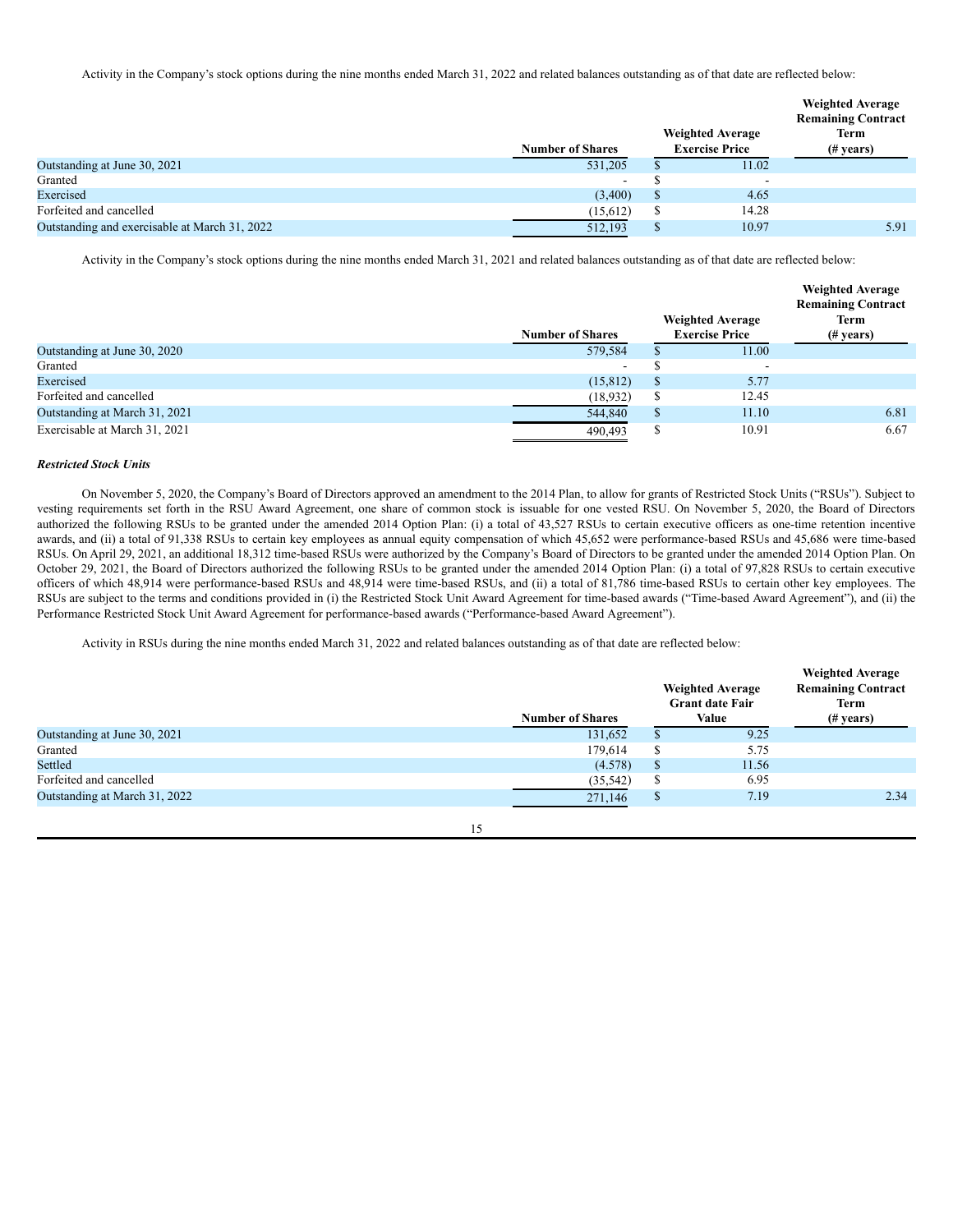Activity in the Company's stock options during the nine months ended March 31, 2022 and related balances outstanding as of that date are reflected below:

| | Number of Shares | Weighted Average Exercise Price | Weighted Average Remaining Contract Term (# years) |
|---|---|---|---|
| Outstanding at June 30, 2021 | 531,205 | $ 11.02 | |
| Granted | - | $ - | |
| Exercised | (3,400) | $ 4.65 | |
| Forfeited and cancelled | (15,612) | $ 14.28 | |
| Outstanding and exercisable at March 31, 2022 | 512,193 | $ 10.97 | 5.91 |

Activity in the Company's stock options during the nine months ended March 31, 2021 and related balances outstanding as of that date are reflected below:

| | Number of Shares | Weighted Average Exercise Price | Weighted Average Remaining Contract Term (# years) |
|---|---|---|---|
| Outstanding at June 30, 2020 | 579,584 | $ 11.00 | |
| Granted | - | $ - | |
| Exercised | (15,812) | $ 5.77 | |
| Forfeited and cancelled | (18,932) | $ 12.45 | |
| Outstanding at March 31, 2021 | 544,840 | $ 11.10 | 6.81 |
| Exercisable at March 31, 2021 | 490,493 | $ 10.91 | 6.67 |

***Restricted Stock Units***

On November 5, 2020, the Company's Board of Directors approved an amendment to the 2014 Plan, to allow for grants of Restricted Stock Units ("RSUs"). Subject to vesting requirements set forth in the RSU Award Agreement, one share of common stock is issuable for one vested RSU. On November 5, 2020, the Board of Directors authorized the following RSUs to be granted under the amended 2014 Option Plan: (i) a total of 43,527 RSUs to certain executive officers as one-time retention incentive awards, and (ii) a total of 91,338 RSUs to certain key employees as annual equity compensation of which 45,652 were performance-based RSUs and 45,686 were time-based RSUs. On April 29, 2021, an additional 18,312 time-based RSUs were authorized by the Company's Board of Directors to be granted under the amended 2014 Option Plan. On October 29, 2021, the Board of Directors authorized the following RSUs to be granted under the amended 2014 Option Plan: (i) a total of 97,828 RSUs to certain executive officers of which 48,914 were performance-based RSUs and 48,914 were time-based RSUs, and (ii) a total of 81,786 time-based RSUs to certain other key employees. The RSUs are subject to the terms and conditions provided in (i) the Restricted Stock Unit Award Agreement for time-based awards ("Time-based Award Agreement"), and (ii) the Performance Restricted Stock Unit Award Agreement for performance-based awards ("Performance-based Award Agreement").

Activity in RSUs during the nine months ended March 31, 2022 and related balances outstanding as of that date are reflected below:

| | Number of Shares | Weighted Average Grant date Fair Value | Weighted Average Remaining Contract Term (# years) |
|---|---|---|---|
| Outstanding at June 30, 2021 | 131,652 | $ 9.25 | |
| Granted | 179,614 | $ 5.75 | |
| Settled | (4.578) | $ 11.56 | |
| Forfeited and cancelled | (35,542) | $ 6.95 | |
| Outstanding at March 31, 2022 | 271,146 | $ 7.19 | 2.34 |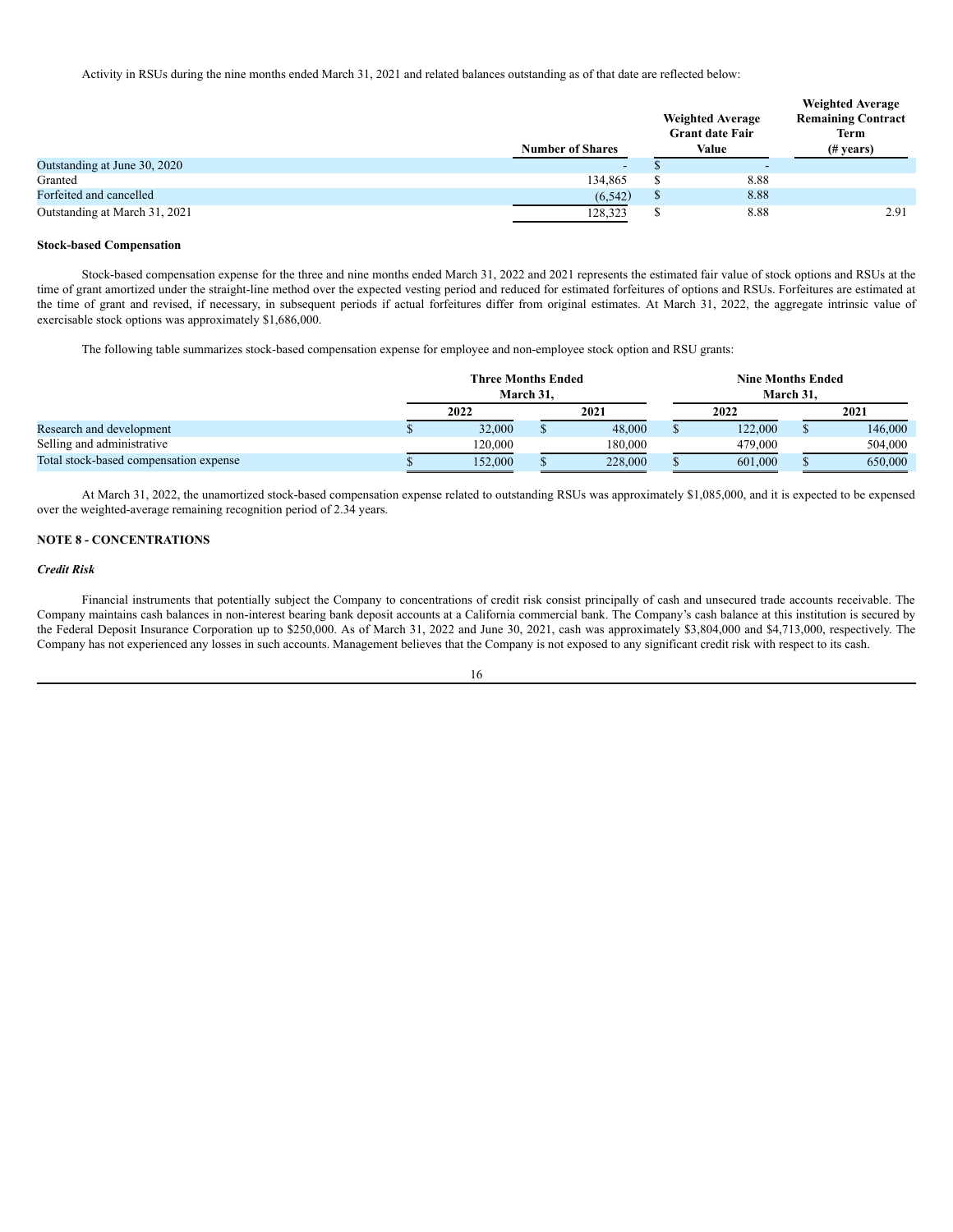Activity in RSUs during the nine months ended March 31, 2021 and related balances outstanding as of that date are reflected below:

| | Number of Shares | Weighted Average Grant date Fair Value | Weighted Average Remaining Contract Term (# years) |
|---|---|---|---|
| Outstanding at June 30, 2020 | - | $ - | |
| Granted | 134,865 | $ 8.88 | |
| Forfeited and cancelled | (6,542) | $ 8.88 | |
| Outstanding at March 31, 2021 | 128,323 | $ 8.88 | 2.91 |

**Stock-based Compensation**

Stock-based compensation expense for the three and nine months ended March 31, 2022 and 2021 represents the estimated fair value of stock options and RSUs at the time of grant amortized under the straight-line method over the expected vesting period and reduced for estimated forfeitures of options and RSUs. Forfeitures are estimated at the time of grant and revised, if necessary, in subsequent periods if actual forfeitures differ from original estimates. At March 31, 2022, the aggregate intrinsic value of exercisable stock options was approximately $1,686,000.

The following table summarizes stock-based compensation expense for employee and non-employee stock option and RSU grants:

| | Three Months Ended March 31, | | Nine Months Ended March 31, | |
|---|---|---|---|---|
| | 2022 | 2021 | 2022 | 2021 |
| Research and development | $ 32,000 | $ 48,000 | $ 122,000 | $ 146,000 |
| Selling and administrative | 120,000 | 180,000 | 479,000 | 504,000 |
| Total stock-based compensation expense | $ 152,000 | $ 228,000 | $ 601,000 | $ 650,000 |

At March 31, 2022, the unamortized stock-based compensation expense related to outstanding RSUs was approximately $1,085,000, and it is expected to be expensed over the weighted-average remaining recognition period of 2.34 years.

## NOTE 8 - CONCENTRATIONS

***Credit Risk***

Financial instruments that potentially subject the Company to concentrations of credit risk consist principally of cash and unsecured trade accounts receivable. The Company maintains cash balances in non-interest bearing bank deposit accounts at a California commercial bank. The Company's cash balance at this institution is secured by the Federal Deposit Insurance Corporation up to $250,000. As of March 31, 2022 and June 30, 2021, cash was approximately $3,804,000 and $4,713,000, respectively. The Company has not experienced any losses in such accounts. Management believes that the Company is not exposed to any significant credit risk with respect to its cash.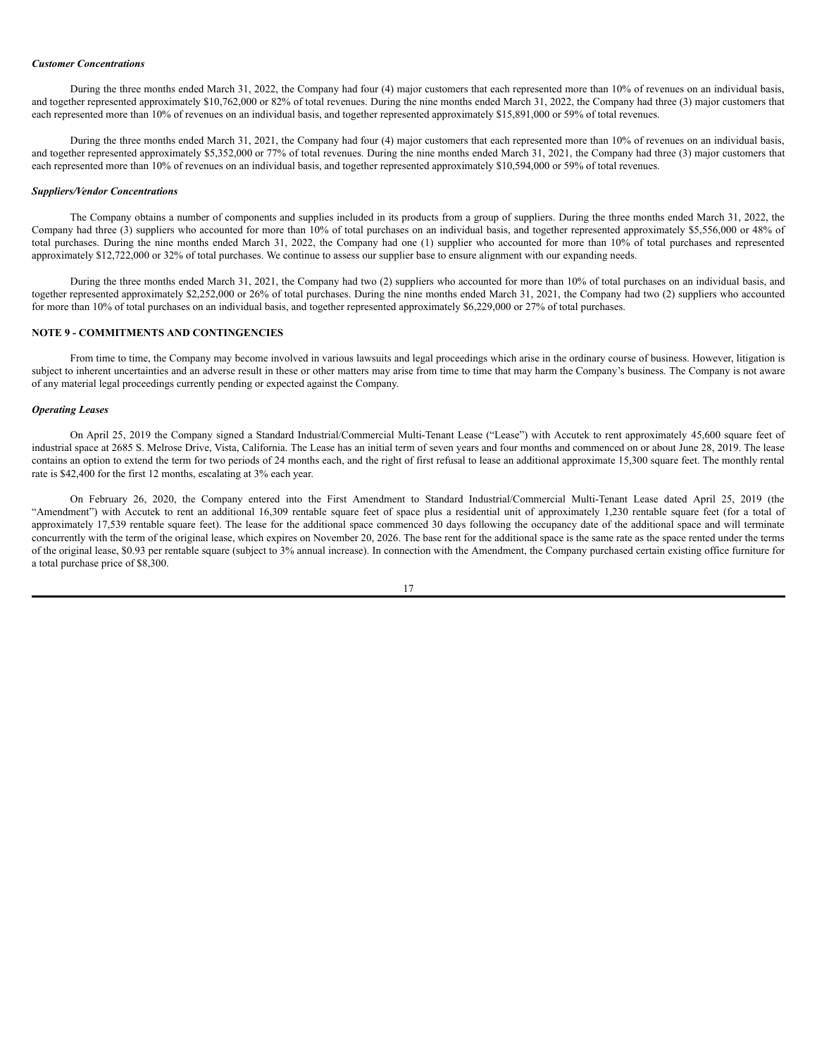***Customer Concentrations***

During the three months ended March 31, 2022, the Company had four (4) major customers that each represented more than 10% of revenues on an individual basis, and together represented approximately $10,762,000 or 82% of total revenues. During the nine months ended March 31, 2022, the Company had three (3) major customers that each represented more than 10% of revenues on an individual basis, and together represented approximately $15,891,000 or 59% of total revenues.

During the three months ended March 31, 2021, the Company had four (4) major customers that each represented more than 10% of revenues on an individual basis, and together represented approximately $5,352,000 or 77% of total revenues. During the nine months ended March 31, 2021, the Company had three (3) major customers that each represented more than 10% of revenues on an individual basis, and together represented approximately $10,594,000 or 59% of total revenues.

***Suppliers/Vendor Concentrations***

The Company obtains a number of components and supplies included in its products from a group of suppliers. During the three months ended March 31, 2022, the Company had three (3) suppliers who accounted for more than 10% of total purchases on an individual basis, and together represented approximately $5,556,000 or 48% of total purchases. During the nine months ended March 31, 2022, the Company had one (1) supplier who accounted for more than 10% of total purchases and represented approximately $12,722,000 or 32% of total purchases. We continue to assess our supplier base to ensure alignment with our expanding needs.

During the three months ended March 31, 2021, the Company had two (2) suppliers who accounted for more than 10% of total purchases on an individual basis, and together represented approximately $2,252,000 or 26% of total purchases. During the nine months ended March 31, 2021, the Company had two (2) suppliers who accounted for more than 10% of total purchases on an individual basis, and together represented approximately $6,229,000 or 27% of total purchases.

## NOTE 9 - COMMITMENTS AND CONTINGENCIES

From time to time, the Company may become involved in various lawsuits and legal proceedings which arise in the ordinary course of business. However, litigation is subject to inherent uncertainties and an adverse result in these or other matters may arise from time to time that may harm the Company's business. The Company is not aware of any material legal proceedings currently pending or expected against the Company.

***Operating Leases***

On April 25, 2019 the Company signed a Standard Industrial/Commercial Multi-Tenant Lease ("Lease") with Accutek to rent approximately 45,600 square feet of industrial space at 2685 S. Melrose Drive, Vista, California. The Lease has an initial term of seven years and four months and commenced on or about June 28, 2019. The lease contains an option to extend the term for two periods of 24 months each, and the right of first refusal to lease an additional approximate 15,300 square feet. The monthly rental rate is $42,400 for the first 12 months, escalating at 3% each year.

On February 26, 2020, the Company entered into the First Amendment to Standard Industrial/Commercial Multi-Tenant Lease dated April 25, 2019 (the "Amendment") with Accutek to rent an additional 16,309 rentable square feet of space plus a residential unit of approximately 1,230 rentable square feet (for a total of approximately 17,539 rentable square feet). The lease for the additional space commenced 30 days following the occupancy date of the additional space and will terminate concurrently with the term of the original lease, which expires on November 20, 2026. The base rent for the additional space is the same rate as the space rented under the terms of the original lease, $0.93 per rentable square (subject to 3% annual increase). In connection with the Amendment, the Company purchased certain existing office furniture for a total purchase price of $8,300.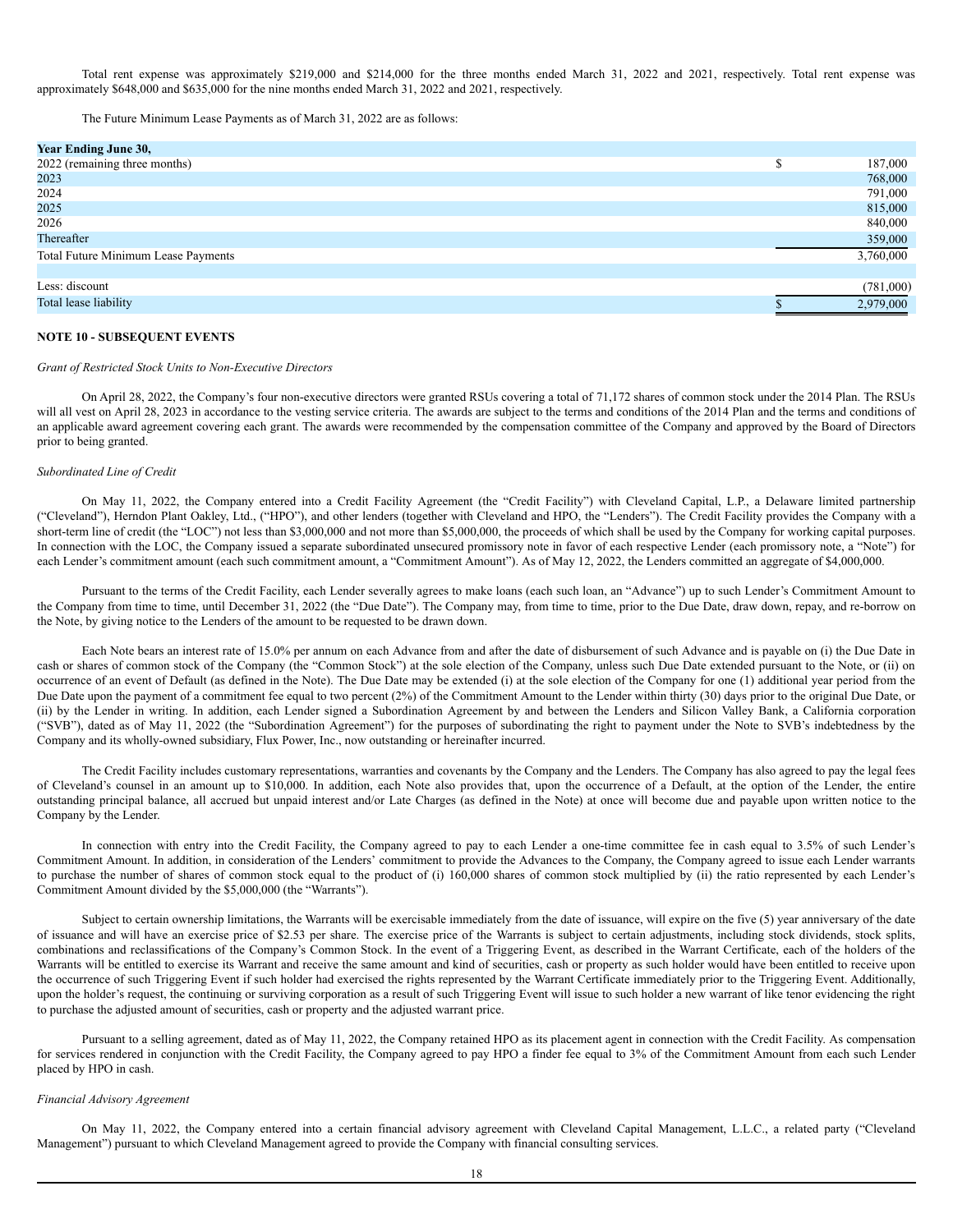Total rent expense was approximately $219,000 and $214,000 for the three months ended March 31, 2022 and 2021, respectively. Total rent expense was approximately $648,000 and $635,000 for the nine months ended March 31, 2022 and 2021, respectively.

The Future Minimum Lease Payments as of March 31, 2022 are as follows:

| **Year Ending June 30,** | | |
|---|---|---|
| 2022 (remaining three months) | $ | 187,000 |
| 2023 | | 768,000 |
| 2024 | | 791,000 |
| 2025 | | 815,000 |
| 2026 | | 840,000 |
| Thereafter | | 359,000 |
| Total Future Minimum Lease Payments | | 3,760,000 |
| | | |
| Less: discount | | (781,000) |
| Total lease liability | $ | 2,979,000 |

**NOTE 10 - SUBSEQUENT EVENTS**

*Grant of Restricted Stock Units to Non-Executive Directors*

On April 28, 2022, the Company's four non-executive directors were granted RSUs covering a total of 71,172 shares of common stock under the 2014 Plan. The RSUs will all vest on April 28, 2023 in accordance to the vesting service criteria. The awards are subject to the terms and conditions of the 2014 Plan and the terms and conditions of an applicable award agreement covering each grant. The awards were recommended by the compensation committee of the Company and approved by the Board of Directors prior to being granted.

*Subordinated Line of Credit*

On May 11, 2022, the Company entered into a Credit Facility Agreement (the "Credit Facility") with Cleveland Capital, L.P., a Delaware limited partnership ("Cleveland"), Herndon Plant Oakley, Ltd., ("HPO"), and other lenders (together with Cleveland and HPO, the "Lenders"). The Credit Facility provides the Company with a short-term line of credit (the "LOC") not less than $3,000,000 and not more than $5,000,000, the proceeds of which shall be used by the Company for working capital purposes. In connection with the LOC, the Company issued a separate subordinated unsecured promissory note in favor of each respective Lender (each promissory note, a "Note") for each Lender's commitment amount (each such commitment amount, a "Commitment Amount"). As of May 12, 2022, the Lenders committed an aggregate of $4,000,000.

Pursuant to the terms of the Credit Facility, each Lender severally agrees to make loans (each such loan, an "Advance") up to such Lender's Commitment Amount to the Company from time to time, until December 31, 2022 (the "Due Date"). The Company may, from time to time, prior to the Due Date, draw down, repay, and re-borrow on the Note, by giving notice to the Lenders of the amount to be requested to be drawn down.

Each Note bears an interest rate of 15.0% per annum on each Advance from and after the date of disbursement of such Advance and is payable on (i) the Due Date in cash or shares of common stock of the Company (the "Common Stock") at the sole election of the Company, unless such Due Date extended pursuant to the Note, or (ii) on occurrence of an event of Default (as defined in the Note). The Due Date may be extended (i) at the sole election of the Company for one (1) additional year period from the Due Date upon the payment of a commitment fee equal to two percent (2%) of the Commitment Amount to the Lender within thirty (30) days prior to the original Due Date, or (ii) by the Lender in writing. In addition, each Lender signed a Subordination Agreement by and between the Lenders and Silicon Valley Bank, a California corporation ("SVB"), dated as of May 11, 2022 (the "Subordination Agreement") for the purposes of subordinating the right to payment under the Note to SVB's indebtedness by the Company and its wholly-owned subsidiary, Flux Power, Inc., now outstanding or hereinafter incurred.

The Credit Facility includes customary representations, warranties and covenants by the Company and the Lenders. The Company has also agreed to pay the legal fees of Cleveland's counsel in an amount up to $10,000. In addition, each Note also provides that, upon the occurrence of a Default, at the option of the Lender, the entire outstanding principal balance, all accrued but unpaid interest and/or Late Charges (as defined in the Note) at once will become due and payable upon written notice to the Company by the Lender.

In connection with entry into the Credit Facility, the Company agreed to pay to each Lender a one-time committee fee in cash equal to 3.5% of such Lender's Commitment Amount. In addition, in consideration of the Lenders' commitment to provide the Advances to the Company, the Company agreed to issue each Lender warrants to purchase the number of shares of common stock equal to the product of (i) 160,000 shares of common stock multiplied by (ii) the ratio represented by each Lender's Commitment Amount divided by the $5,000,000 (the "Warrants").

Subject to certain ownership limitations, the Warrants will be exercisable immediately from the date of issuance, will expire on the five (5) year anniversary of the date of issuance and will have an exercise price of $2.53 per share. The exercise price of the Warrants is subject to certain adjustments, including stock dividends, stock splits, combinations and reclassifications of the Company's Common Stock. In the event of a Triggering Event, as described in the Warrant Certificate, each of the holders of the Warrants will be entitled to exercise its Warrant and receive the same amount and kind of securities, cash or property as such holder would have been entitled to receive upon the occurrence of such Triggering Event if such holder had exercised the rights represented by the Warrant Certificate immediately prior to the Triggering Event. Additionally, upon the holder's request, the continuing or surviving corporation as a result of such Triggering Event will issue to such holder a new warrant of like tenor evidencing the right to purchase the adjusted amount of securities, cash or property and the adjusted warrant price.

Pursuant to a selling agreement, dated as of May 11, 2022, the Company retained HPO as its placement agent in connection with the Credit Facility. As compensation for services rendered in conjunction with the Credit Facility, the Company agreed to pay HPO a finder fee equal to 3% of the Commitment Amount from each such Lender placed by HPO in cash.

*Financial Advisory Agreement*

On May 11, 2022, the Company entered into a certain financial advisory agreement with Cleveland Capital Management, L.L.C., a related party ("Cleveland Management") pursuant to which Cleveland Management agreed to provide the Company with financial consulting services.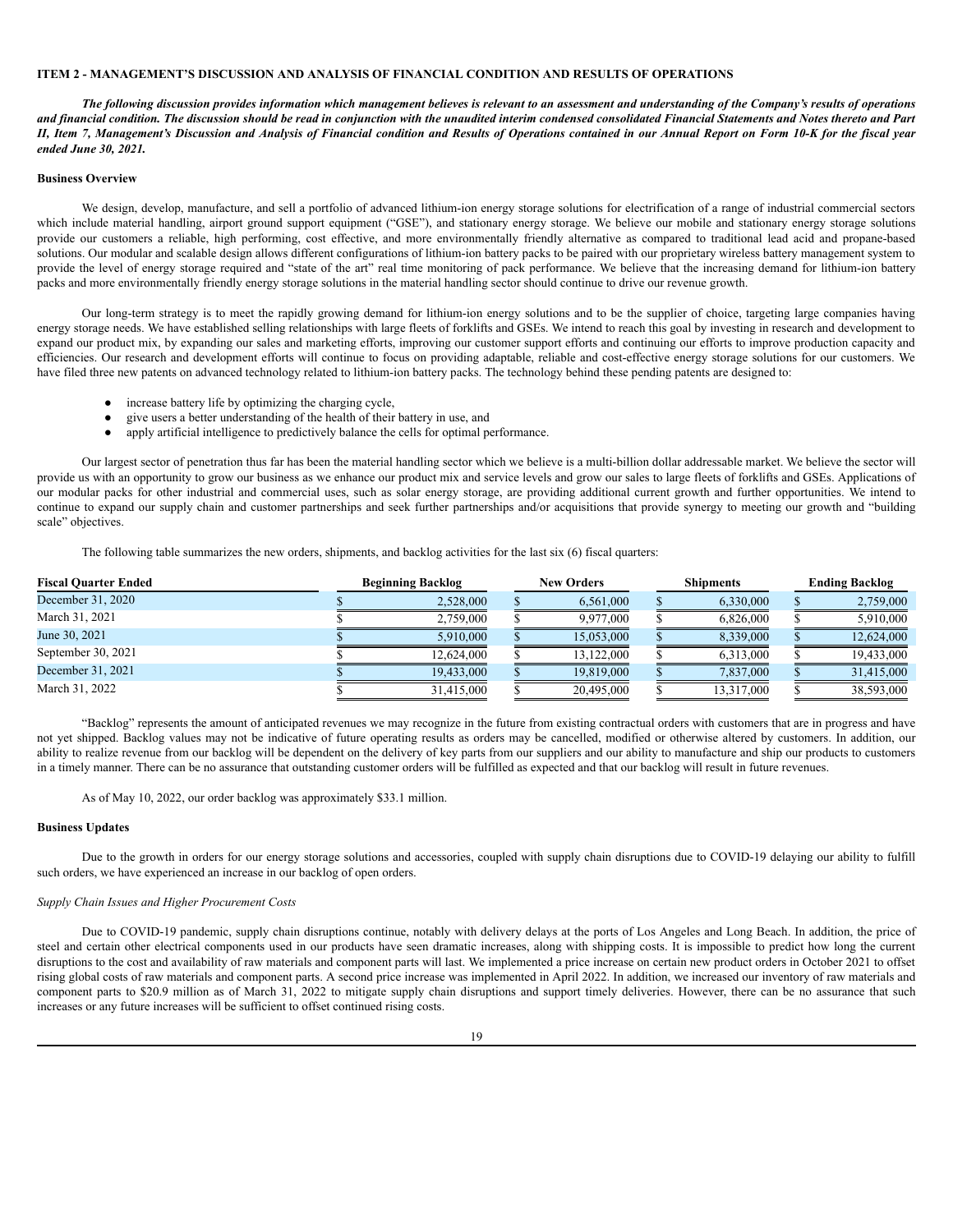## ITEM 2 - MANAGEMENT'S DISCUSSION AND ANALYSIS OF FINANCIAL CONDITION AND RESULTS OF OPERATIONS

***The following discussion provides information which management believes is relevant to an assessment and understanding of the Company's results of operations and financial condition. The discussion should be read in conjunction with the unaudited interim condensed consolidated Financial Statements and Notes thereto and Part II, Item 7, Management's Discussion and Analysis of Financial condition and Results of Operations contained in our Annual Report on Form 10-K for the fiscal year ended June 30, 2021.***

### Business Overview

We design, develop, manufacture, and sell a portfolio of advanced lithium-ion energy storage solutions for electrification of a range of industrial commercial sectors which include material handling, airport ground support equipment ("GSE"), and stationary energy storage. We believe our mobile and stationary energy storage solutions provide our customers a reliable, high performing, cost effective, and more environmentally friendly alternative as compared to traditional lead acid and propane-based solutions. Our modular and scalable design allows different configurations of lithium-ion battery packs to be paired with our proprietary wireless battery management system to provide the level of energy storage required and "state of the art" real time monitoring of pack performance. We believe that the increasing demand for lithium-ion battery packs and more environmentally friendly energy storage solutions in the material handling sector should continue to drive our revenue growth.

Our long-term strategy is to meet the rapidly growing demand for lithium-ion energy solutions and to be the supplier of choice, targeting large companies having energy storage needs. We have established selling relationships with large fleets of forklifts and GSEs. We intend to reach this goal by investing in research and development to expand our product mix, by expanding our sales and marketing efforts, improving our customer support efforts and continuing our efforts to improve production capacity and efficiencies. Our research and development efforts will continue to focus on providing adaptable, reliable and cost-effective energy storage solutions for our customers. We have filed three new patents on advanced technology related to lithium-ion battery packs. The technology behind these pending patents are designed to:

- increase battery life by optimizing the charging cycle,
- give users a better understanding of the health of their battery in use, and
- apply artificial intelligence to predictively balance the cells for optimal performance.

Our largest sector of penetration thus far has been the material handling sector which we believe is a multi-billion dollar addressable market. We believe the sector will provide us with an opportunity to grow our business as we enhance our product mix and service levels and grow our sales to large fleets of forklifts and GSEs. Applications of our modular packs for other industrial and commercial uses, such as solar energy storage, are providing additional current growth and further opportunities. We intend to continue to expand our supply chain and customer partnerships and seek further partnerships and/or acquisitions that provide synergy to meeting our growth and "building scale" objectives.

The following table summarizes the new orders, shipments, and backlog activities for the last six (6) fiscal quarters:

| Fiscal Quarter Ended | Beginning Backlog | New Orders | Shipments | Ending Backlog |
|---|---|---|---|---|
| December 31, 2020 | $ 2,528,000 | $ 6,561,000 | $ 6,330,000 | $ 2,759,000 |
| March 31, 2021 | $ 2,759,000 | $ 9,977,000 | $ 6,826,000 | $ 5,910,000 |
| June 30, 2021 | $ 5,910,000 | $ 15,053,000 | $ 8,339,000 | $ 12,624,000 |
| September 30, 2021 | $ 12,624,000 | $ 13,122,000 | $ 6,313,000 | $ 19,433,000 |
| December 31, 2021 | $ 19,433,000 | $ 19,819,000 | $ 7,837,000 | $ 31,415,000 |
| March 31, 2022 | $ 31,415,000 | $ 20,495,000 | $ 13,317,000 | $ 38,593,000 |

"Backlog" represents the amount of anticipated revenues we may recognize in the future from existing contractual orders with customers that are in progress and have not yet shipped. Backlog values may not be indicative of future operating results as orders may be cancelled, modified or otherwise altered by customers. In addition, our ability to realize revenue from our backlog will be dependent on the delivery of key parts from our suppliers and our ability to manufacture and ship our products to customers in a timely manner. There can be no assurance that outstanding customer orders will be fulfilled as expected and that our backlog will result in future revenues.

As of May 10, 2022, our order backlog was approximately $33.1 million.

### Business Updates

Due to the growth in orders for our energy storage solutions and accessories, coupled with supply chain disruptions due to COVID-19 delaying our ability to fulfill such orders, we have experienced an increase in our backlog of open orders.

*Supply Chain Issues and Higher Procurement Costs*

Due to COVID-19 pandemic, supply chain disruptions continue, notably with delivery delays at the ports of Los Angeles and Long Beach. In addition, the price of steel and certain other electrical components used in our products have seen dramatic increases, along with shipping costs. It is impossible to predict how long the current disruptions to the cost and availability of raw materials and component parts will last. We implemented a price increase on certain new product orders in October 2021 to offset rising global costs of raw materials and component parts. A second price increase was implemented in April 2022. In addition, we increased our inventory of raw materials and component parts to $20.9 million as of March 31, 2022 to mitigate supply chain disruptions and support timely deliveries. However, there can be no assurance that such increases or any future increases will be sufficient to offset continued rising costs.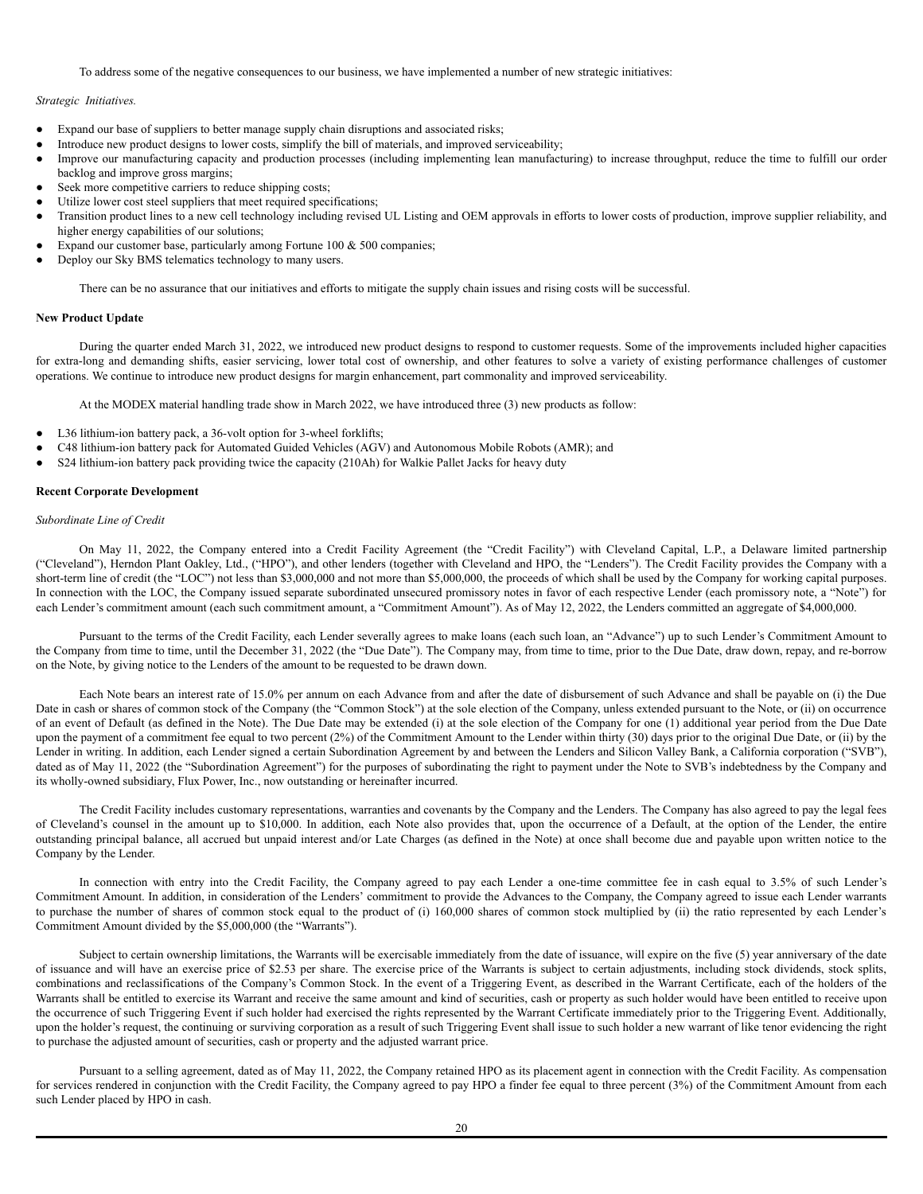To address some of the negative consequences to our business, we have implemented a number of new strategic initiatives:

*Strategic Initiatives.*

- Expand our base of suppliers to better manage supply chain disruptions and associated risks;
- Introduce new product designs to lower costs, simplify the bill of materials, and improved serviceability;
- Improve our manufacturing capacity and production processes (including implementing lean manufacturing) to increase throughput, reduce the time to fulfill our order backlog and improve gross margins;
- Seek more competitive carriers to reduce shipping costs;
- Utilize lower cost steel suppliers that meet required specifications;
- Transition product lines to a new cell technology including revised UL Listing and OEM approvals in efforts to lower costs of production, improve supplier reliability, and higher energy capabilities of our solutions;
- Expand our customer base, particularly among Fortune 100 & 500 companies;
- Deploy our Sky BMS telematics technology to many users.

There can be no assurance that our initiatives and efforts to mitigate the supply chain issues and rising costs will be successful.

**New Product Update**

During the quarter ended March 31, 2022, we introduced new product designs to respond to customer requests. Some of the improvements included higher capacities for extra-long and demanding shifts, easier servicing, lower total cost of ownership, and other features to solve a variety of existing performance challenges of customer operations. We continue to introduce new product designs for margin enhancement, part commonality and improved serviceability.

At the MODEX material handling trade show in March 2022, we have introduced three (3) new products as follow:

- L36 lithium-ion battery pack, a 36-volt option for 3-wheel forklifts;
- C48 lithium-ion battery pack for Automated Guided Vehicles (AGV) and Autonomous Mobile Robots (AMR); and
- S24 lithium-ion battery pack providing twice the capacity (210Ah) for Walkie Pallet Jacks for heavy duty

**Recent Corporate Development**

*Subordinate Line of Credit*

On May 11, 2022, the Company entered into a Credit Facility Agreement (the "Credit Facility") with Cleveland Capital, L.P., a Delaware limited partnership ("Cleveland"), Herndon Plant Oakley, Ltd., ("HPO"), and other lenders (together with Cleveland and HPO, the "Lenders"). The Credit Facility provides the Company with a short-term line of credit (the "LOC") not less than $3,000,000 and not more than $5,000,000, the proceeds of which shall be used by the Company for working capital purposes. In connection with the LOC, the Company issued separate subordinated unsecured promissory notes in favor of each respective Lender (each promissory note, a "Note") for each Lender's commitment amount (each such commitment amount, a "Commitment Amount"). As of May 12, 2022, the Lenders committed an aggregate of $4,000,000.

Pursuant to the terms of the Credit Facility, each Lender severally agrees to make loans (each such loan, an "Advance") up to such Lender's Commitment Amount to the Company from time to time, until the December 31, 2022 (the "Due Date"). The Company may, from time to time, prior to the Due Date, draw down, repay, and re-borrow on the Note, by giving notice to the Lenders of the amount to be requested to be drawn down.

Each Note bears an interest rate of 15.0% per annum on each Advance from and after the date of disbursement of such Advance and shall be payable on (i) the Due Date in cash or shares of common stock of the Company (the "Common Stock") at the sole election of the Company, unless extended pursuant to the Note, or (ii) on occurrence of an event of Default (as defined in the Note). The Due Date may be extended (i) at the sole election of the Company for one (1) additional year period from the Due Date upon the payment of a commitment fee equal to two percent (2%) of the Commitment Amount to the Lender within thirty (30) days prior to the original Due Date, or (ii) by the Lender in writing. In addition, each Lender signed a certain Subordination Agreement by and between the Lenders and Silicon Valley Bank, a California corporation ("SVB"), dated as of May 11, 2022 (the "Subordination Agreement") for the purposes of subordinating the right to payment under the Note to SVB's indebtedness by the Company and its wholly-owned subsidiary, Flux Power, Inc., now outstanding or hereinafter incurred.

The Credit Facility includes customary representations, warranties and covenants by the Company and the Lenders. The Company has also agreed to pay the legal fees of Cleveland's counsel in the amount up to $10,000. In addition, each Note also provides that, upon the occurrence of a Default, at the option of the Lender, the entire outstanding principal balance, all accrued but unpaid interest and/or Late Charges (as defined in the Note) at once shall become due and payable upon written notice to the Company by the Lender.

In connection with entry into the Credit Facility, the Company agreed to pay each Lender a one-time committee fee in cash equal to 3.5% of such Lender's Commitment Amount. In addition, in consideration of the Lenders' commitment to provide the Advances to the Company, the Company agreed to issue each Lender warrants to purchase the number of shares of common stock equal to the product of (i) 160,000 shares of common stock multiplied by (ii) the ratio represented by each Lender's Commitment Amount divided by the $5,000,000 (the "Warrants").

Subject to certain ownership limitations, the Warrants will be exercisable immediately from the date of issuance, will expire on the five (5) year anniversary of the date of issuance and will have an exercise price of $2.53 per share. The exercise price of the Warrants is subject to certain adjustments, including stock dividends, stock splits, combinations and reclassifications of the Company's Common Stock. In the event of a Triggering Event, as described in the Warrant Certificate, each of the holders of the Warrants shall be entitled to exercise its Warrant and receive the same amount and kind of securities, cash or property as such holder would have been entitled to receive upon the occurrence of such Triggering Event if such holder had exercised the rights represented by the Warrant Certificate immediately prior to the Triggering Event. Additionally, upon the holder's request, the continuing or surviving corporation as a result of such Triggering Event shall issue to such holder a new warrant of like tenor evidencing the right to purchase the adjusted amount of securities, cash or property and the adjusted warrant price.

Pursuant to a selling agreement, dated as of May 11, 2022, the Company retained HPO as its placement agent in connection with the Credit Facility. As compensation for services rendered in conjunction with the Credit Facility, the Company agreed to pay HPO a finder fee equal to three percent (3%) of the Commitment Amount from each such Lender placed by HPO in cash.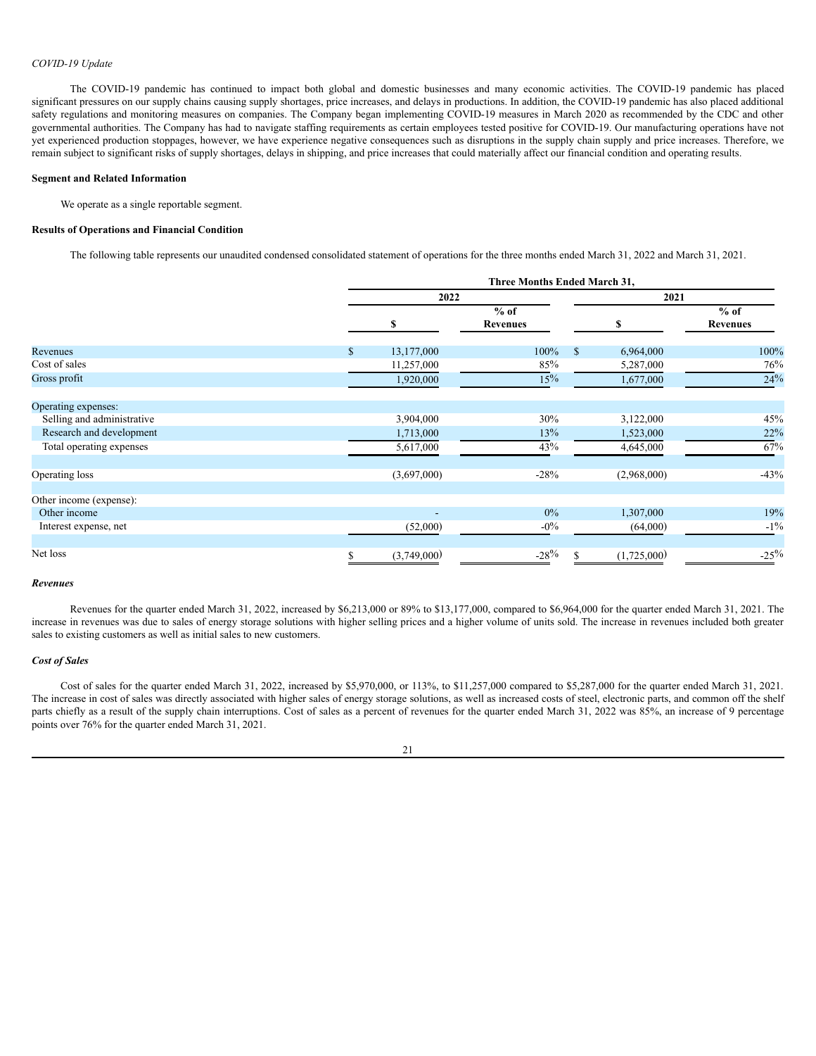*COVID-19 Update*

The COVID-19 pandemic has continued to impact both global and domestic businesses and many economic activities. The COVID-19 pandemic has placed significant pressures on our supply chains causing supply shortages, price increases, and delays in productions. In addition, the COVID-19 pandemic has also placed additional safety regulations and monitoring measures on companies. The Company began implementing COVID-19 measures in March 2020 as recommended by the CDC and other governmental authorities. The Company has had to navigate staffing requirements as certain employees tested positive for COVID-19. Our manufacturing operations have not yet experienced production stoppages, however, we have experience negative consequences such as disruptions in the supply chain supply and price increases. Therefore, we remain subject to significant risks of supply shortages, delays in shipping, and price increases that could materially affect our financial condition and operating results.

**Segment and Related Information**

We operate as a single reportable segment.

**Results of Operations and Financial Condition**

The following table represents our unaudited condensed consolidated statement of operations for the three months ended March 31, 2022 and March 31, 2021.

| | Three Months Ended March 31, | | | |
|---|---|---|---|---|
| | 2022 | | 2021 | |
| | $ | % of Revenues | $ | % of Revenues |
| Revenues | $ 13,177,000 | 100% | $ 6,964,000 | 100% |
| Cost of sales | 11,257,000 | 85% | 5,287,000 | 76% |
| Gross profit | 1,920,000 | 15% | 1,677,000 | 24% |
| Operating expenses: | | | | |
| Selling and administrative | 3,904,000 | 30% | 3,122,000 | 45% |
| Research and development | 1,713,000 | 13% | 1,523,000 | 22% |
| Total operating expenses | 5,617,000 | 43% | 4,645,000 | 67% |
| Operating loss | (3,697,000) | -28% | (2,968,000) | -43% |
| Other income (expense): | | | | |
| Other income | - | 0% | 1,307,000 | 19% |
| Interest expense, net | (52,000) | -0% | (64,000) | -1% |
| Net loss | $ (3,749,000) | -28% | $ (1,725,000) | -25% |

***Revenues***

Revenues for the quarter ended March 31, 2022, increased by $6,213,000 or 89% to $13,177,000, compared to $6,964,000 for the quarter ended March 31, 2021. The increase in revenues was due to sales of energy storage solutions with higher selling prices and a higher volume of units sold. The increase in revenues included both greater sales to existing customers as well as initial sales to new customers.

***Cost of Sales***

Cost of sales for the quarter ended March 31, 2022, increased by $5,970,000, or 113%, to $11,257,000 compared to $5,287,000 for the quarter ended March 31, 2021. The increase in cost of sales was directly associated with higher sales of energy storage solutions, as well as increased costs of steel, electronic parts, and common off the shelf parts chiefly as a result of the supply chain interruptions. Cost of sales as a percent of revenues for the quarter ended March 31, 2022 was 85%, an increase of 9 percentage points over 76% for the quarter ended March 31, 2021.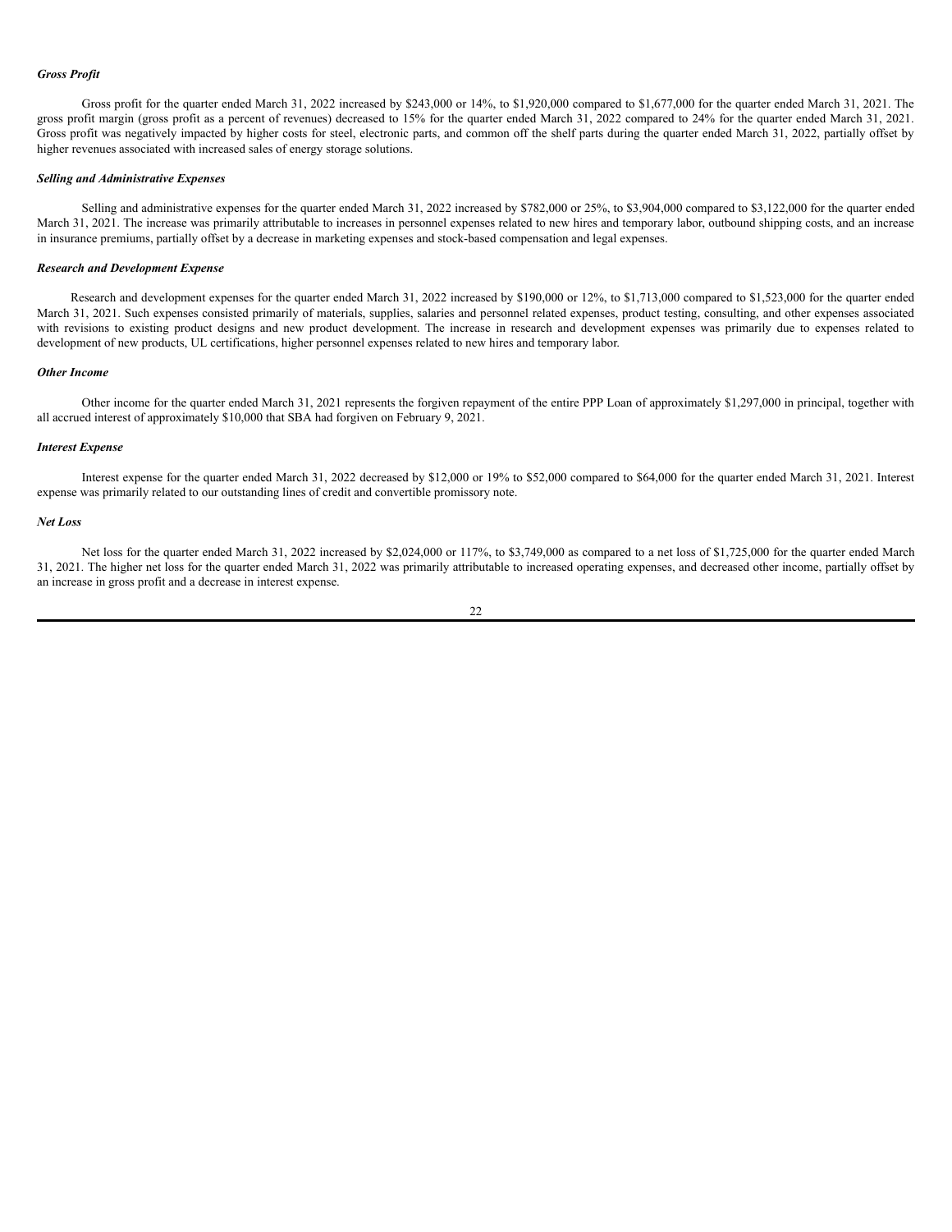***Gross Profit***

Gross profit for the quarter ended March 31, 2022 increased by $243,000 or 14%, to $1,920,000 compared to $1,677,000 for the quarter ended March 31, 2021. The gross profit margin (gross profit as a percent of revenues) decreased to 15% for the quarter ended March 31, 2022 compared to 24% for the quarter ended March 31, 2021. Gross profit was negatively impacted by higher costs for steel, electronic parts, and common off the shelf parts during the quarter ended March 31, 2022, partially offset by higher revenues associated with increased sales of energy storage solutions.

***Selling and Administrative Expenses***

Selling and administrative expenses for the quarter ended March 31, 2022 increased by $782,000 or 25%, to $3,904,000 compared to $3,122,000 for the quarter ended March 31, 2021. The increase was primarily attributable to increases in personnel expenses related to new hires and temporary labor, outbound shipping costs, and an increase in insurance premiums, partially offset by a decrease in marketing expenses and stock-based compensation and legal expenses.

***Research and Development Expense***

Research and development expenses for the quarter ended March 31, 2022 increased by $190,000 or 12%, to $1,713,000 compared to $1,523,000 for the quarter ended March 31, 2021. Such expenses consisted primarily of materials, supplies, salaries and personnel related expenses, product testing, consulting, and other expenses associated with revisions to existing product designs and new product development. The increase in research and development expenses was primarily due to expenses related to development of new products, UL certifications, higher personnel expenses related to new hires and temporary labor.

***Other Income***

Other income for the quarter ended March 31, 2021 represents the forgiven repayment of the entire PPP Loan of approximately $1,297,000 in principal, together with all accrued interest of approximately $10,000 that SBA had forgiven on February 9, 2021.

***Interest Expense***

Interest expense for the quarter ended March 31, 2022 decreased by $12,000 or 19% to $52,000 compared to $64,000 for the quarter ended March 31, 2021. Interest expense was primarily related to our outstanding lines of credit and convertible promissory note.

***Net Loss***

Net loss for the quarter ended March 31, 2022 increased by $2,024,000 or 117%, to $3,749,000 as compared to a net loss of $1,725,000 for the quarter ended March 31, 2021. The higher net loss for the quarter ended March 31, 2022 was primarily attributable to increased operating expenses, and decreased other income, partially offset by an increase in gross profit and a decrease in interest expense.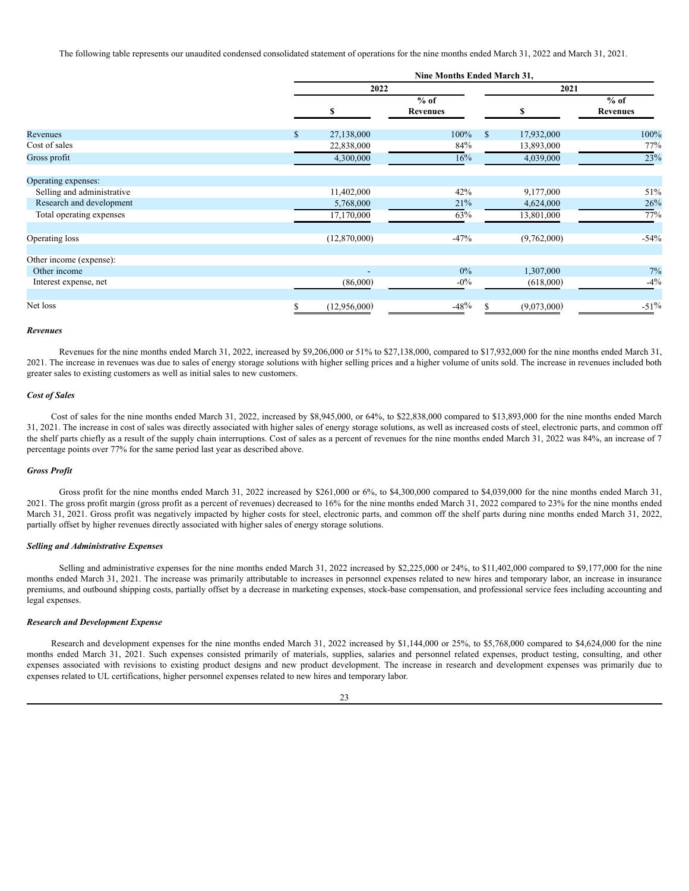The following table represents our unaudited condensed consolidated statement of operations for the nine months ended March 31, 2022 and March 31, 2021.

| | Nine Months Ended March 31, | | | |
|---|---|---|---|---|
| | 2022 | | 2021 | |
| | $ | % of Revenues | $ | % of Revenues |
| Revenues | $ 27,138,000 | 100% | $ 17,932,000 | 100% |
| Cost of sales | 22,838,000 | 84% | 13,893,000 | 77% |
| Gross profit | 4,300,000 | 16% | 4,039,000 | 23% |
| Operating expenses: | | | | |
| Selling and administrative | 11,402,000 | 42% | 9,177,000 | 51% |
| Research and development | 5,768,000 | 21% | 4,624,000 | 26% |
| Total operating expenses | 17,170,000 | 63% | 13,801,000 | 77% |
| Operating loss | (12,870,000) | -47% | (9,762,000) | -54% |
| Other income (expense): | | | | |
| Other income | - | 0% | 1,307,000 | 7% |
| Interest expense, net | (86,000) | -0% | (618,000) | -4% |
| Net loss | $ (12,956,000) | -48% | $ (9,073,000) | -51% |

***Revenues***

Revenues for the nine months ended March 31, 2022, increased by $9,206,000 or 51% to $27,138,000, compared to $17,932,000 for the nine months ended March 31, 2021. The increase in revenues was due to sales of energy storage solutions with higher selling prices and a higher volume of units sold. The increase in revenues included both greater sales to existing customers as well as initial sales to new customers.

***Cost of Sales***

Cost of sales for the nine months ended March 31, 2022, increased by $8,945,000, or 64%, to $22,838,000 compared to $13,893,000 for the nine months ended March 31, 2021. The increase in cost of sales was directly associated with higher sales of energy storage solutions, as well as increased costs of steel, electronic parts, and common off the shelf parts chiefly as a result of the supply chain interruptions. Cost of sales as a percent of revenues for the nine months ended March 31, 2022 was 84%, an increase of 7 percentage points over 77% for the same period last year as described above.

***Gross Profit***

Gross profit for the nine months ended March 31, 2022 increased by $261,000 or 6%, to $4,300,000 compared to $4,039,000 for the nine months ended March 31, 2021. The gross profit margin (gross profit as a percent of revenues) decreased to 16% for the nine months ended March 31, 2022 compared to 23% for the nine months ended March 31, 2021. Gross profit was negatively impacted by higher costs for steel, electronic parts, and common off the shelf parts during nine months ended March 31, 2022, partially offset by higher revenues directly associated with higher sales of energy storage solutions.

***Selling and Administrative Expenses***

Selling and administrative expenses for the nine months ended March 31, 2022 increased by $2,225,000 or 24%, to $11,402,000 compared to $9,177,000 for the nine months ended March 31, 2021. The increase was primarily attributable to increases in personnel expenses related to new hires and temporary labor, an increase in insurance premiums, and outbound shipping costs, partially offset by a decrease in marketing expenses, stock-base compensation, and professional service fees including accounting and legal expenses.

***Research and Development Expense***

Research and development expenses for the nine months ended March 31, 2022 increased by $1,144,000 or 25%, to $5,768,000 compared to $4,624,000 for the nine months ended March 31, 2021. Such expenses consisted primarily of materials, supplies, salaries and personnel related expenses, product testing, consulting, and other expenses associated with revisions to existing product designs and new product development. The increase in research and development expenses was primarily due to expenses related to UL certifications, higher personnel expenses related to new hires and temporary labor.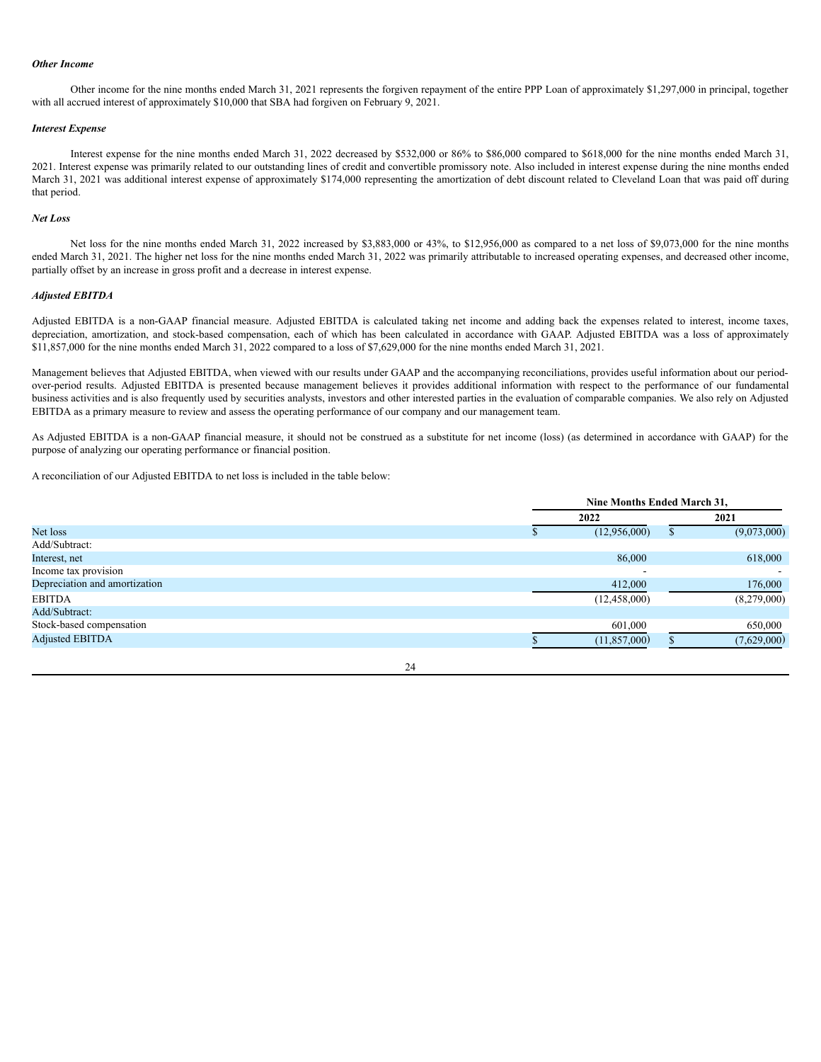*Other Income*

Other income for the nine months ended March 31, 2021 represents the forgiven repayment of the entire PPP Loan of approximately $1,297,000 in principal, together with all accrued interest of approximately $10,000 that SBA had forgiven on February 9, 2021.

*Interest Expense*

Interest expense for the nine months ended March 31, 2022 decreased by $532,000 or 86% to $86,000 compared to $618,000 for the nine months ended March 31, 2021. Interest expense was primarily related to our outstanding lines of credit and convertible promissory note. Also included in interest expense during the nine months ended March 31, 2021 was additional interest expense of approximately $174,000 representing the amortization of debt discount related to Cleveland Loan that was paid off during that period.

*Net Loss*

Net loss for the nine months ended March 31, 2022 increased by $3,883,000 or 43%, to $12,956,000 as compared to a net loss of $9,073,000 for the nine months ended March 31, 2021. The higher net loss for the nine months ended March 31, 2022 was primarily attributable to increased operating expenses, and decreased other income, partially offset by an increase in gross profit and a decrease in interest expense.

*Adjusted EBITDA*

Adjusted EBITDA is a non-GAAP financial measure. Adjusted EBITDA is calculated taking net income and adding back the expenses related to interest, income taxes, depreciation, amortization, and stock-based compensation, each of which has been calculated in accordance with GAAP. Adjusted EBITDA was a loss of approximately $11,857,000 for the nine months ended March 31, 2022 compared to a loss of $7,629,000 for the nine months ended March 31, 2021.

Management believes that Adjusted EBITDA, when viewed with our results under GAAP and the accompanying reconciliations, provides useful information about our period-over-period results. Adjusted EBITDA is presented because management believes it provides additional information with respect to the performance of our fundamental business activities and is also frequently used by securities analysts, investors and other interested parties in the evaluation of comparable companies. We also rely on Adjusted EBITDA as a primary measure to review and assess the operating performance of our company and our management team.

As Adjusted EBITDA is a non-GAAP financial measure, it should not be construed as a substitute for net income (loss) (as determined in accordance with GAAP) for the purpose of analyzing our operating performance or financial position.

A reconciliation of our Adjusted EBITDA to net loss is included in the table below:

| | Nine Months Ended March 31, | |
|---|---|---|
| | 2022 | 2021 |
| Net loss | $ (12,956,000) | $ (9,073,000) |
| Add/Subtract: | | |
| Interest, net | 86,000 | 618,000 |
| Income tax provision | - | - |
| Depreciation and amortization | 412,000 | 176,000 |
| EBITDA | (12,458,000) | (8,279,000) |
| Add/Subtract: | | |
| Stock-based compensation | 601,000 | 650,000 |
| Adjusted EBITDA | $ (11,857,000) | $ (7,629,000) |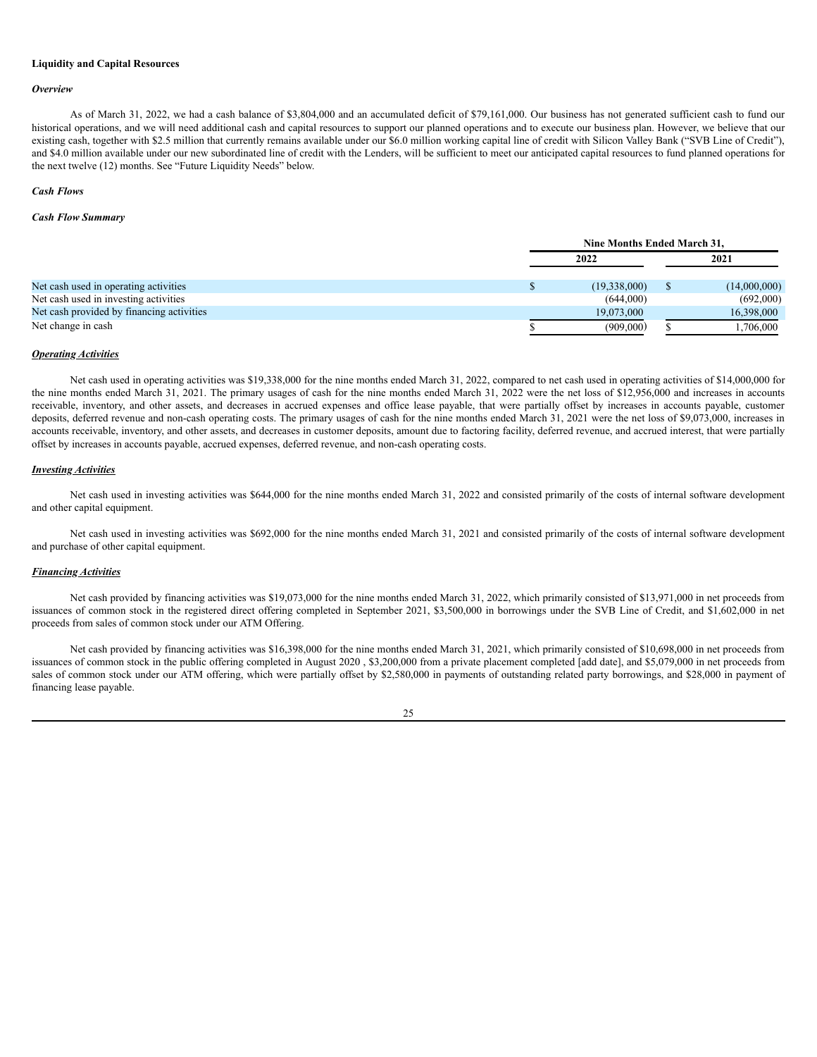**Liquidity and Capital Resources**

***Overview***

As of March 31, 2022, we had a cash balance of $3,804,000 and an accumulated deficit of $79,161,000. Our business has not generated sufficient cash to fund our historical operations, and we will need additional cash and capital resources to support our planned operations and to execute our business plan. However, we believe that our existing cash, together with $2.5 million that currently remains available under our $6.0 million working capital line of credit with Silicon Valley Bank ("SVB Line of Credit"), and $4.0 million available under our new subordinated line of credit with the Lenders, will be sufficient to meet our anticipated capital resources to fund planned operations for the next twelve (12) months. See "Future Liquidity Needs" below.

***Cash Flows***

***Cash Flow Summary***

| | Nine Months Ended March 31, | |
|---|---|---|
| | 2022 | 2021 |
| Net cash used in operating activities | $ (19,338,000) | $ (14,000,000) |
| Net cash used in investing activities | (644,000) | (692,000) |
| Net cash provided by financing activities | 19,073,000 | 16,398,000 |
| Net change in cash | $ (909,000) | $ 1,706,000 |

***Operating Activities***

Net cash used in operating activities was $19,338,000 for the nine months ended March 31, 2022, compared to net cash used in operating activities of $14,000,000 for the nine months ended March 31, 2021. The primary usages of cash for the nine months ended March 31, 2022 were the net loss of $12,956,000 and increases in accounts receivable, inventory, and other assets, and decreases in accrued expenses and office lease payable, that were partially offset by increases in accounts payable, customer deposits, deferred revenue and non-cash operating costs. The primary usages of cash for the nine months ended March 31, 2021 were the net loss of $9,073,000, increases in accounts receivable, inventory, and other assets, and decreases in customer deposits, amount due to factoring facility, deferred revenue, and accrued interest, that were partially offset by increases in accounts payable, accrued expenses, deferred revenue, and non-cash operating costs.

***Investing Activities***

Net cash used in investing activities was $644,000 for the nine months ended March 31, 2022 and consisted primarily of the costs of internal software development and other capital equipment.

Net cash used in investing activities was $692,000 for the nine months ended March 31, 2021 and consisted primarily of the costs of internal software development and purchase of other capital equipment.

***Financing Activities***

Net cash provided by financing activities was $19,073,000 for the nine months ended March 31, 2022, which primarily consisted of $13,971,000 in net proceeds from issuances of common stock in the registered direct offering completed in September 2021, $3,500,000 in borrowings under the SVB Line of Credit, and $1,602,000 in net proceeds from sales of common stock under our ATM Offering.

Net cash provided by financing activities was $16,398,000 for the nine months ended March 31, 2021, which primarily consisted of $10,698,000 in net proceeds from issuances of common stock in the public offering completed in August 2020 , $3,200,000 from a private placement completed [add date], and $5,079,000 in net proceeds from sales of common stock under our ATM offering, which were partially offset by $2,580,000 in payments of outstanding related party borrowings, and $28,000 in payment of financing lease payable.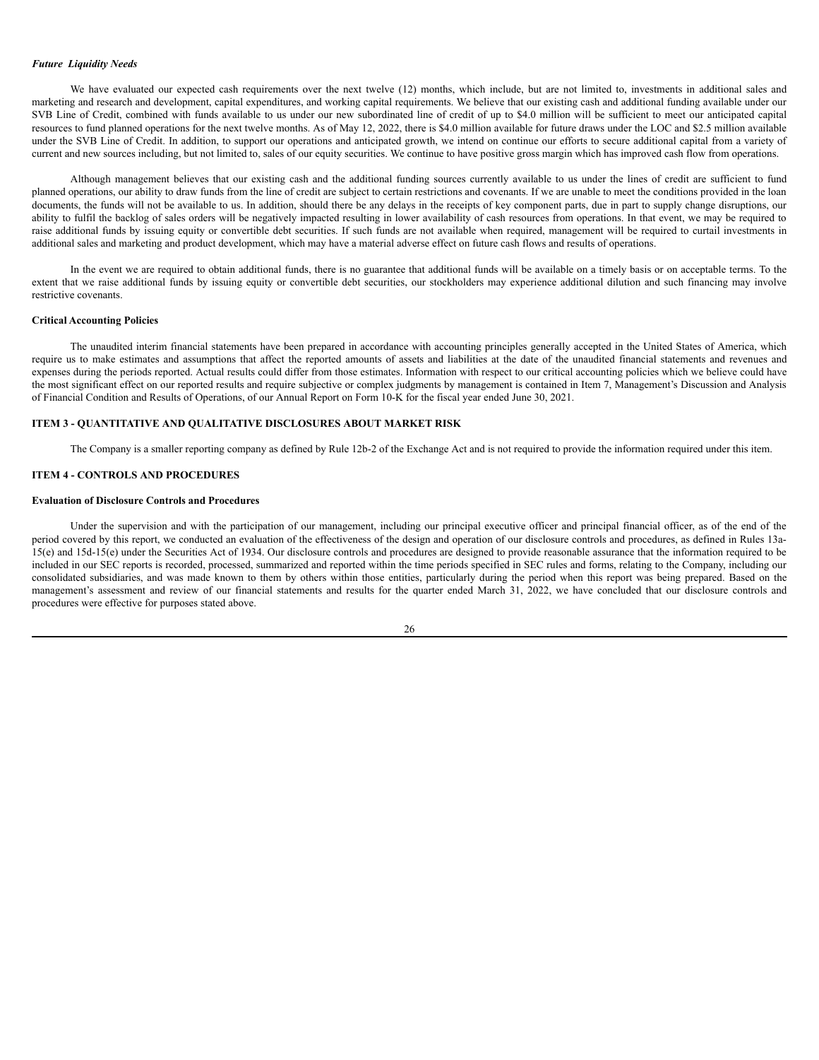***Future Liquidity Needs***

We have evaluated our expected cash requirements over the next twelve (12) months, which include, but are not limited to, investments in additional sales and marketing and research and development, capital expenditures, and working capital requirements. We believe that our existing cash and additional funding available under our SVB Line of Credit, combined with funds available to us under our new subordinated line of credit of up to $4.0 million will be sufficient to meet our anticipated capital resources to fund planned operations for the next twelve months. As of May 12, 2022, there is $4.0 million available for future draws under the LOC and $2.5 million available under the SVB Line of Credit. In addition, to support our operations and anticipated growth, we intend on continue our efforts to secure additional capital from a variety of current and new sources including, but not limited to, sales of our equity securities. We continue to have positive gross margin which has improved cash flow from operations.

Although management believes that our existing cash and the additional funding sources currently available to us under the lines of credit are sufficient to fund planned operations, our ability to draw funds from the line of credit are subject to certain restrictions and covenants. If we are unable to meet the conditions provided in the loan documents, the funds will not be available to us. In addition, should there be any delays in the receipts of key component parts, due in part to supply change disruptions, our ability to fulfil the backlog of sales orders will be negatively impacted resulting in lower availability of cash resources from operations. In that event, we may be required to raise additional funds by issuing equity or convertible debt securities. If such funds are not available when required, management will be required to curtail investments in additional sales and marketing and product development, which may have a material adverse effect on future cash flows and results of operations.

In the event we are required to obtain additional funds, there is no guarantee that additional funds will be available on a timely basis or on acceptable terms. To the extent that we raise additional funds by issuing equity or convertible debt securities, our stockholders may experience additional dilution and such financing may involve restrictive covenants.

**Critical Accounting Policies**

The unaudited interim financial statements have been prepared in accordance with accounting principles generally accepted in the United States of America, which require us to make estimates and assumptions that affect the reported amounts of assets and liabilities at the date of the unaudited financial statements and revenues and expenses during the periods reported. Actual results could differ from those estimates. Information with respect to our critical accounting policies which we believe could have the most significant effect on our reported results and require subjective or complex judgments by management is contained in Item 7, Management's Discussion and Analysis of Financial Condition and Results of Operations, of our Annual Report on Form 10-K for the fiscal year ended June 30, 2021.

## ITEM 3 - QUANTITATIVE AND QUALITATIVE DISCLOSURES ABOUT MARKET RISK

The Company is a smaller reporting company as defined by Rule 12b-2 of the Exchange Act and is not required to provide the information required under this item.

## ITEM 4 - CONTROLS AND PROCEDURES

**Evaluation of Disclosure Controls and Procedures**

Under the supervision and with the participation of our management, including our principal executive officer and principal financial officer, as of the end of the period covered by this report, we conducted an evaluation of the effectiveness of the design and operation of our disclosure controls and procedures, as defined in Rules 13a-15(e) and 15d-15(e) under the Securities Act of 1934. Our disclosure controls and procedures are designed to provide reasonable assurance that the information required to be included in our SEC reports is recorded, processed, summarized and reported within the time periods specified in SEC rules and forms, relating to the Company, including our consolidated subsidiaries, and was made known to them by others within those entities, particularly during the period when this report was being prepared. Based on the management's assessment and review of our financial statements and results for the quarter ended March 31, 2022, we have concluded that our disclosure controls and procedures were effective for purposes stated above.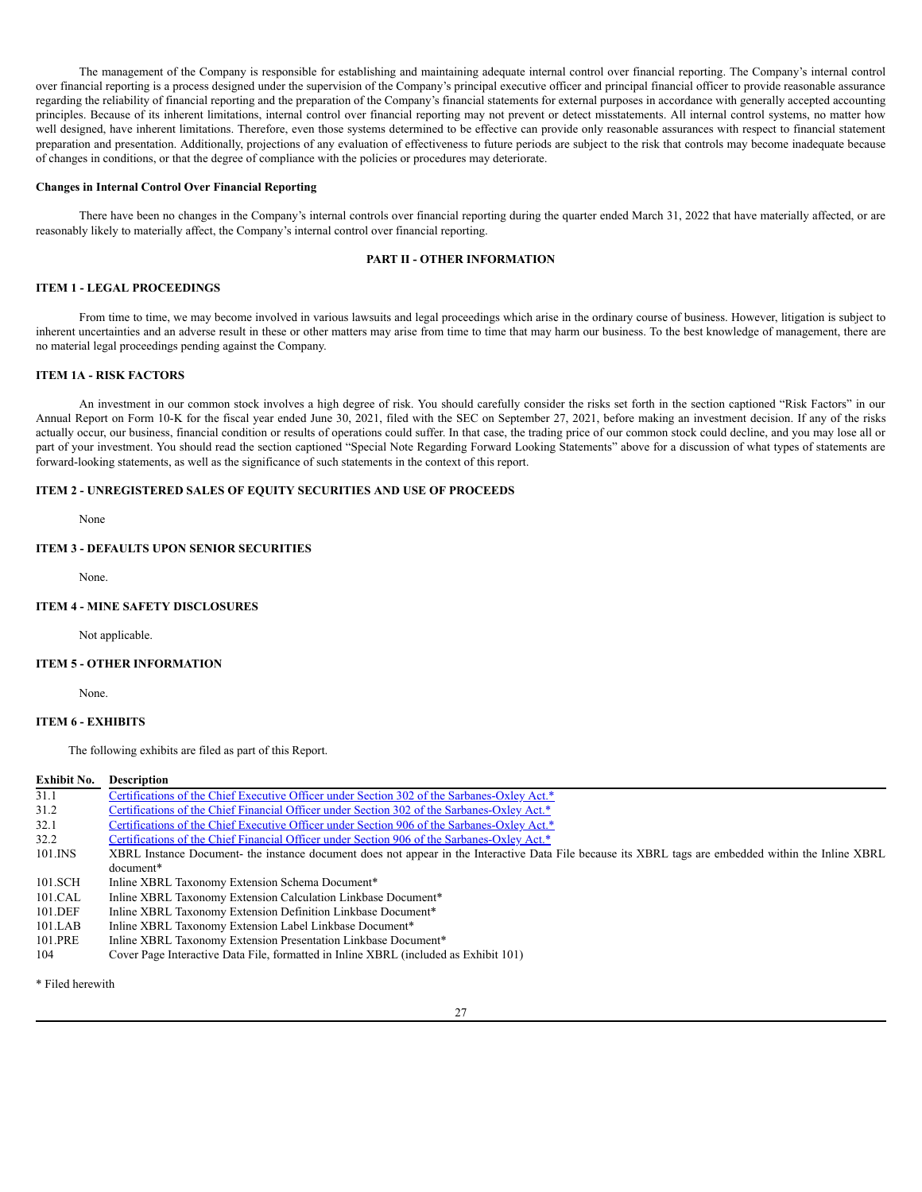The management of the Company is responsible for establishing and maintaining adequate internal control over financial reporting. The Company's internal control over financial reporting is a process designed under the supervision of the Company's principal executive officer and principal financial officer to provide reasonable assurance regarding the reliability of financial reporting and the preparation of the Company's financial statements for external purposes in accordance with generally accepted accounting principles. Because of its inherent limitations, internal control over financial reporting may not prevent or detect misstatements. All internal control systems, no matter how well designed, have inherent limitations. Therefore, even those systems determined to be effective can provide only reasonable assurances with respect to financial statement preparation and presentation. Additionally, projections of any evaluation of effectiveness to future periods are subject to the risk that controls may become inadequate because of changes in conditions, or that the degree of compliance with the policies or procedures may deteriorate.

**Changes in Internal Control Over Financial Reporting**

There have been no changes in the Company's internal controls over financial reporting during the quarter ended March 31, 2022 that have materially affected, or are reasonably likely to materially affect, the Company's internal control over financial reporting.

## PART II - OTHER INFORMATION

### ITEM 1 - LEGAL PROCEEDINGS

From time to time, we may become involved in various lawsuits and legal proceedings which arise in the ordinary course of business. However, litigation is subject to inherent uncertainties and an adverse result in these or other matters may arise from time to time that may harm our business. To the best knowledge of management, there are no material legal proceedings pending against the Company.

### ITEM 1A - RISK FACTORS

An investment in our common stock involves a high degree of risk. You should carefully consider the risks set forth in the section captioned "Risk Factors" in our Annual Report on Form 10-K for the fiscal year ended June 30, 2021, filed with the SEC on September 27, 2021, before making an investment decision. If any of the risks actually occur, our business, financial condition or results of operations could suffer. In that case, the trading price of our common stock could decline, and you may lose all or part of your investment. You should read the section captioned "Special Note Regarding Forward Looking Statements" above for a discussion of what types of statements are forward-looking statements, as well as the significance of such statements in the context of this report.

### ITEM 2 - UNREGISTERED SALES OF EQUITY SECURITIES AND USE OF PROCEEDS

None

### ITEM 3 - DEFAULTS UPON SENIOR SECURITIES

None.

### ITEM 4 - MINE SAFETY DISCLOSURES

Not applicable.

### ITEM 5 - OTHER INFORMATION

None.

### ITEM 6 - EXHIBITS

The following exhibits are filed as part of this Report.

| Exhibit No. | Description |
|---|---|
| 31.1 | Certifications of the Chief Executive Officer under Section 302 of the Sarbanes-Oxley Act.* |
| 31.2 | Certifications of the Chief Financial Officer under Section 302 of the Sarbanes-Oxley Act.* |
| 32.1 | Certifications of the Chief Executive Officer under Section 906 of the Sarbanes-Oxley Act.* |
| 32.2 | Certifications of the Chief Financial Officer under Section 906 of the Sarbanes-Oxley Act.* |
| 101.INS | XBRL Instance Document- the instance document does not appear in the Interactive Data File because its XBRL tags are embedded within the Inline XBRL document* |
| 101.SCH | Inline XBRL Taxonomy Extension Schema Document* |
| 101.CAL | Inline XBRL Taxonomy Extension Calculation Linkbase Document* |
| 101.DEF | Inline XBRL Taxonomy Extension Definition Linkbase Document* |
| 101.LAB | Inline XBRL Taxonomy Extension Label Linkbase Document* |
| 101.PRE | Inline XBRL Taxonomy Extension Presentation Linkbase Document* |
| 104 | Cover Page Interactive Data File, formatted in Inline XBRL (included as Exhibit 101) |

* Filed herewith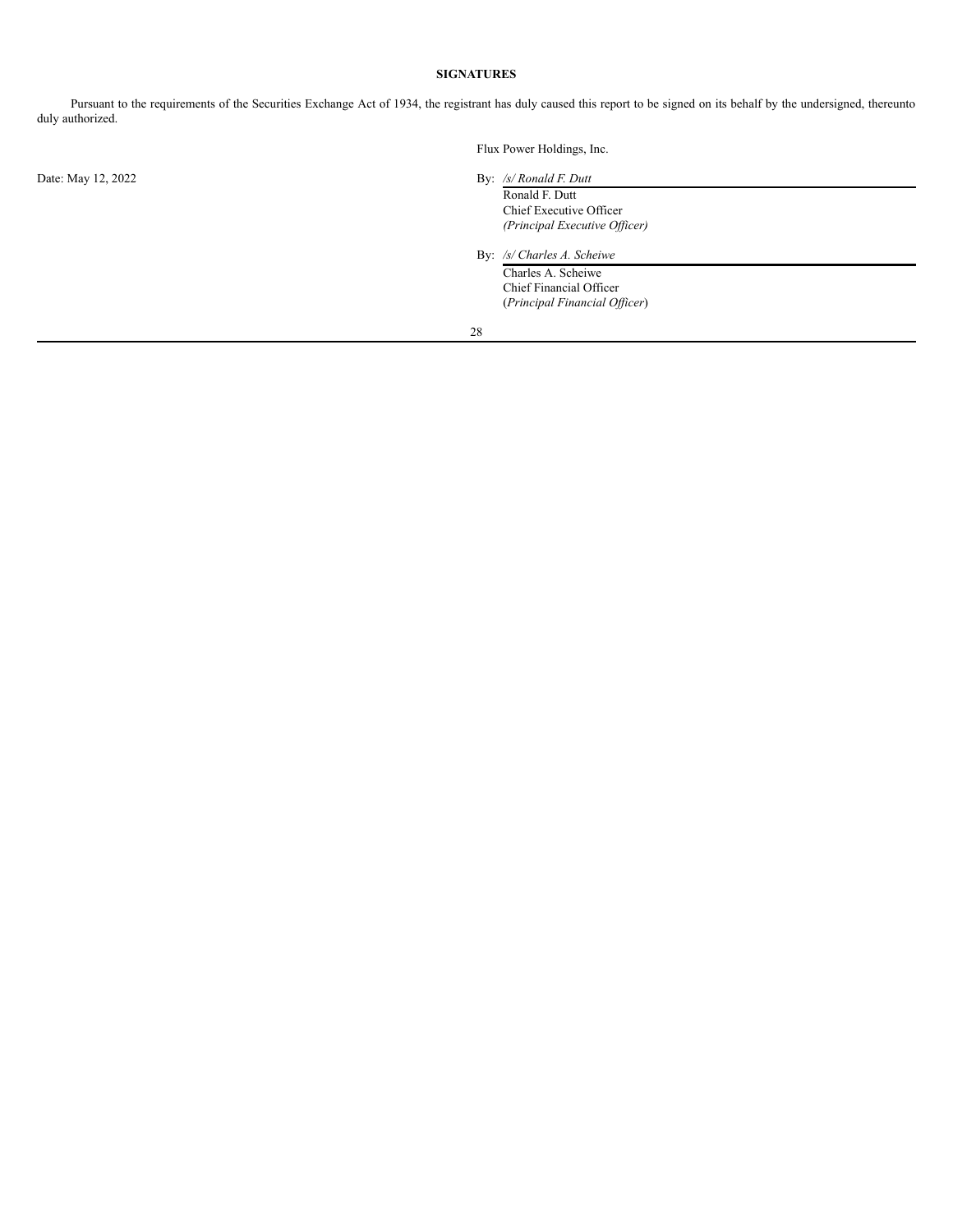**SIGNATURES**

Pursuant to the requirements of the Securities Exchange Act of 1934, the registrant has duly caused this report to be signed on its behalf by the undersigned, thereunto duly authorized.

Flux Power Holdings, Inc.

Date: May 12, 2022

By: */s/ Ronald F. Dutt*
Ronald F. Dutt
Chief Executive Officer
*(Principal Executive Officer)*

By: */s/ Charles A. Scheiwe*
Charles A. Scheiwe
Chief Financial Officer
(*Principal Financial Officer*)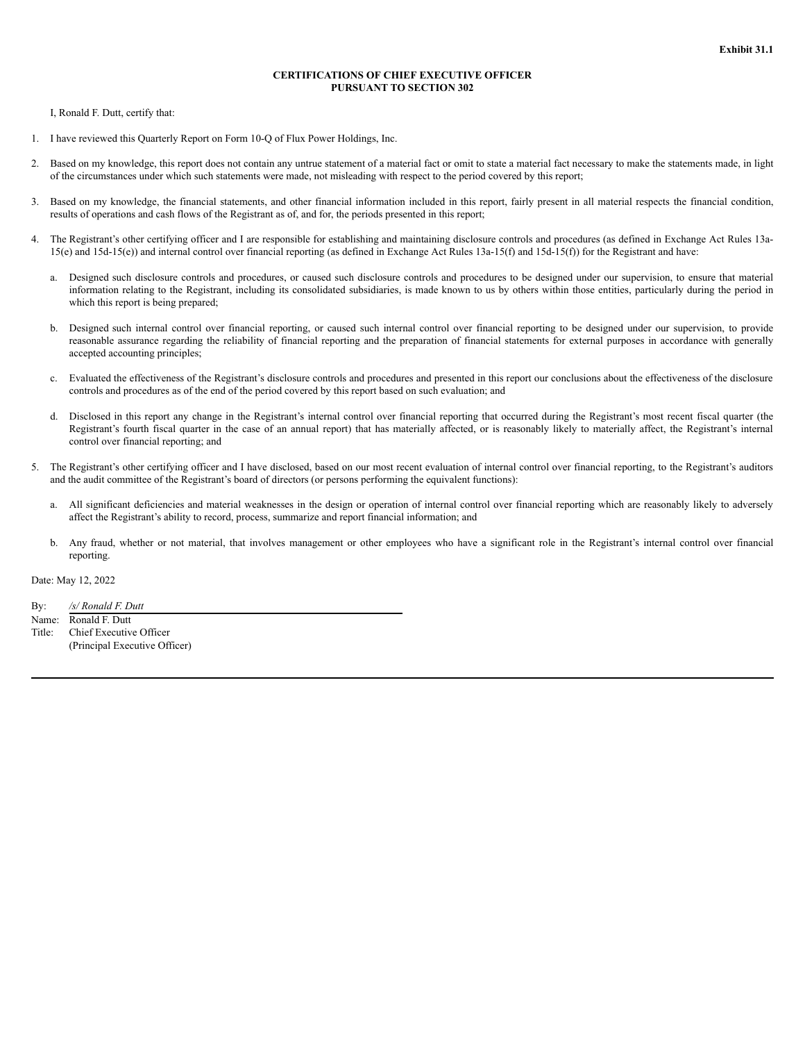**Exhibit 31.1**

**CERTIFICATIONS OF CHIEF EXECUTIVE OFFICER**
**PURSUANT TO SECTION 302**

I, Ronald F. Dutt, certify that:

1. I have reviewed this Quarterly Report on Form 10-Q of Flux Power Holdings, Inc.

2. Based on my knowledge, this report does not contain any untrue statement of a material fact or omit to state a material fact necessary to make the statements made, in light of the circumstances under which such statements were made, not misleading with respect to the period covered by this report;

3. Based on my knowledge, the financial statements, and other financial information included in this report, fairly present in all material respects the financial condition, results of operations and cash flows of the Registrant as of, and for, the periods presented in this report;

4. The Registrant's other certifying officer and I are responsible for establishing and maintaining disclosure controls and procedures (as defined in Exchange Act Rules 13a-15(e) and 15d-15(e)) and internal control over financial reporting (as defined in Exchange Act Rules 13a-15(f) and 15d-15(f)) for the Registrant and have:

   a. Designed such disclosure controls and procedures, or caused such disclosure controls and procedures to be designed under our supervision, to ensure that material information relating to the Registrant, including its consolidated subsidiaries, is made known to us by others within those entities, particularly during the period in which this report is being prepared;

   b. Designed such internal control over financial reporting, or caused such internal control over financial reporting to be designed under our supervision, to provide reasonable assurance regarding the reliability of financial reporting and the preparation of financial statements for external purposes in accordance with generally accepted accounting principles;

   c. Evaluated the effectiveness of the Registrant's disclosure controls and procedures and presented in this report our conclusions about the effectiveness of the disclosure controls and procedures as of the end of the period covered by this report based on such evaluation; and

   d. Disclosed in this report any change in the Registrant's internal control over financial reporting that occurred during the Registrant's most recent fiscal quarter (the Registrant's fourth fiscal quarter in the case of an annual report) that has materially affected, or is reasonably likely to materially affect, the Registrant's internal control over financial reporting; and

5. The Registrant's other certifying officer and I have disclosed, based on our most recent evaluation of internal control over financial reporting, to the Registrant's auditors and the audit committee of the Registrant's board of directors (or persons performing the equivalent functions):

   a. All significant deficiencies and material weaknesses in the design or operation of internal control over financial reporting which are reasonably likely to adversely affect the Registrant's ability to record, process, summarize and report financial information; and

   b. Any fraud, whether or not material, that involves management or other employees who have a significant role in the Registrant's internal control over financial reporting.

Date: May 12, 2022

By: */s/ Ronald F. Dutt*
Name: Ronald F. Dutt
Title: Chief Executive Officer
(Principal Executive Officer)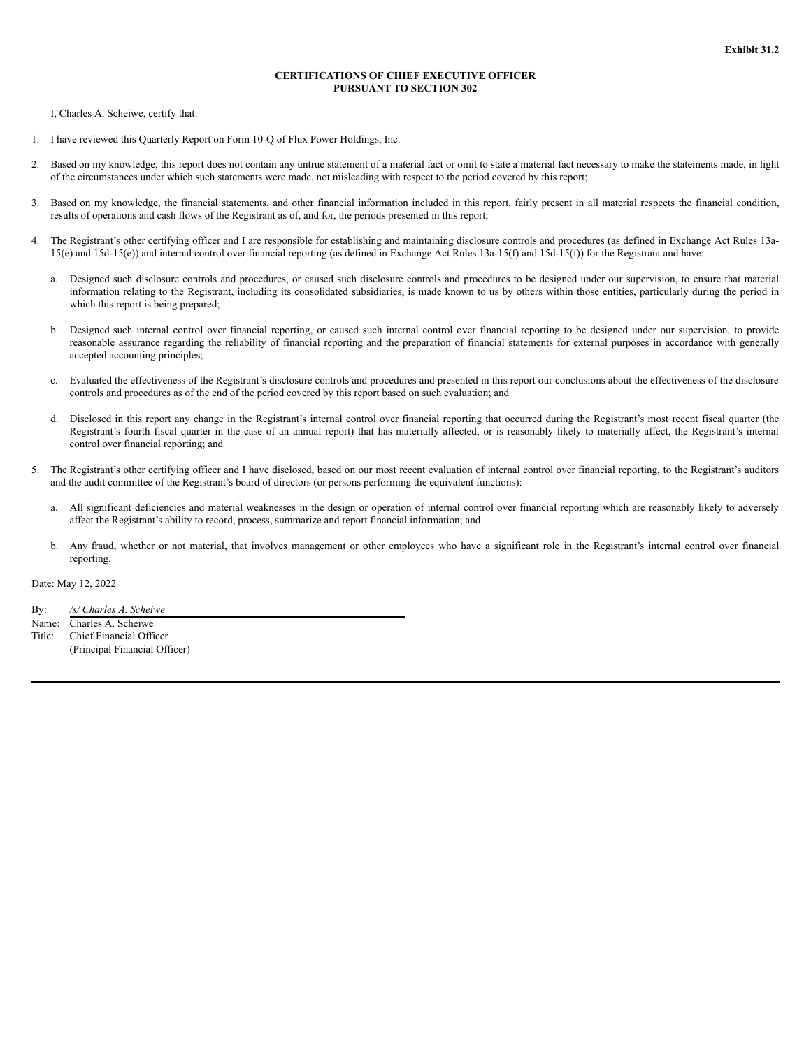**Exhibit 31.2**

**CERTIFICATIONS OF CHIEF EXECUTIVE OFFICER**
**PURSUANT TO SECTION 302**

I, Charles A. Scheiwe, certify that:

1. I have reviewed this Quarterly Report on Form 10-Q of Flux Power Holdings, Inc.

2. Based on my knowledge, this report does not contain any untrue statement of a material fact or omit to state a material fact necessary to make the statements made, in light of the circumstances under which such statements were made, not misleading with respect to the period covered by this report;

3. Based on my knowledge, the financial statements, and other financial information included in this report, fairly present in all material respects the financial condition, results of operations and cash flows of the Registrant as of, and for, the periods presented in this report;

4. The Registrant's other certifying officer and I are responsible for establishing and maintaining disclosure controls and procedures (as defined in Exchange Act Rules 13a-15(e) and 15d-15(e)) and internal control over financial reporting (as defined in Exchange Act Rules 13a-15(f) and 15d-15(f)) for the Registrant and have:

   a. Designed such disclosure controls and procedures, or caused such disclosure controls and procedures to be designed under our supervision, to ensure that material information relating to the Registrant, including its consolidated subsidiaries, is made known to us by others within those entities, particularly during the period in which this report is being prepared;

   b. Designed such internal control over financial reporting, or caused such internal control over financial reporting to be designed under our supervision, to provide reasonable assurance regarding the reliability of financial reporting and the preparation of financial statements for external purposes in accordance with generally accepted accounting principles;

   c. Evaluated the effectiveness of the Registrant's disclosure controls and procedures and presented in this report our conclusions about the effectiveness of the disclosure controls and procedures as of the end of the period covered by this report based on such evaluation; and

   d. Disclosed in this report any change in the Registrant's internal control over financial reporting that occurred during the Registrant's most recent fiscal quarter (the Registrant's fourth fiscal quarter in the case of an annual report) that has materially affected, or is reasonably likely to materially affect, the Registrant's internal control over financial reporting; and

5. The Registrant's other certifying officer and I have disclosed, based on our most recent evaluation of internal control over financial reporting, to the Registrant's auditors and the audit committee of the Registrant's board of directors (or persons performing the equivalent functions):

   a. All significant deficiencies and material weaknesses in the design or operation of internal control over financial reporting which are reasonably likely to adversely affect the Registrant's ability to record, process, summarize and report financial information; and

   b. Any fraud, whether or not material, that involves management or other employees who have a significant role in the Registrant's internal control over financial reporting.

Date: May 12, 2022

By: */s/ Charles A. Scheiwe*
Name: Charles A. Scheiwe
Title: Chief Financial Officer
(Principal Financial Officer)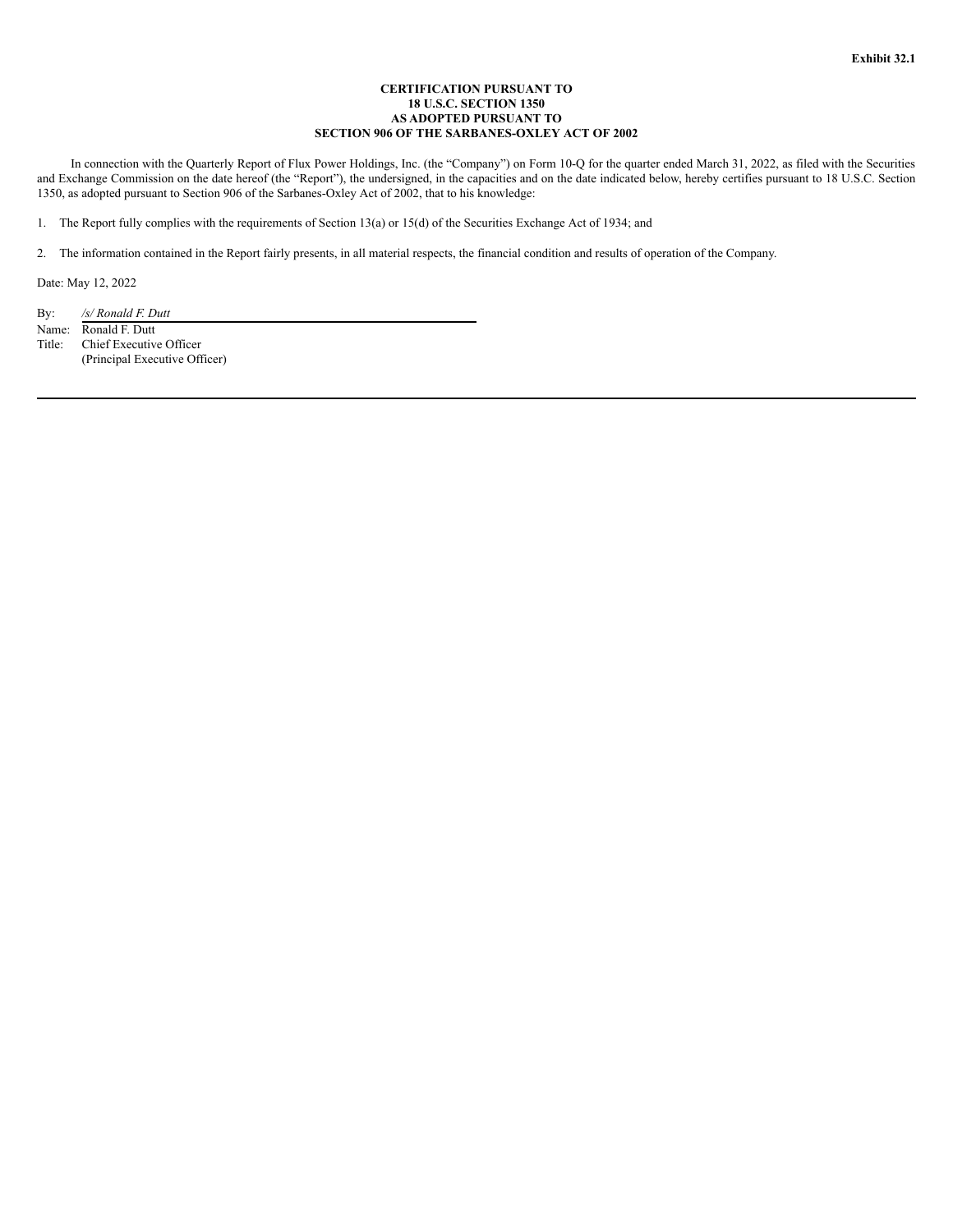**Exhibit 32.1**

**CERTIFICATION PURSUANT TO
18 U.S.C. SECTION 1350
AS ADOPTED PURSUANT TO
SECTION 906 OF THE SARBANES-OXLEY ACT OF 2002**

In connection with the Quarterly Report of Flux Power Holdings, Inc. (the "Company") on Form 10-Q for the quarter ended March 31, 2022, as filed with the Securities and Exchange Commission on the date hereof (the "Report"), the undersigned, in the capacities and on the date indicated below, hereby certifies pursuant to 18 U.S.C. Section 1350, as adopted pursuant to Section 906 of the Sarbanes-Oxley Act of 2002, that to his knowledge:

1. The Report fully complies with the requirements of Section 13(a) or 15(d) of the Securities Exchange Act of 1934; and

2. The information contained in the Report fairly presents, in all material respects, the financial condition and results of operation of the Company.

Date: May 12, 2022

By: */s/ Ronald F. Dutt*
Name: Ronald F. Dutt
Title: Chief Executive Officer
(Principal Executive Officer)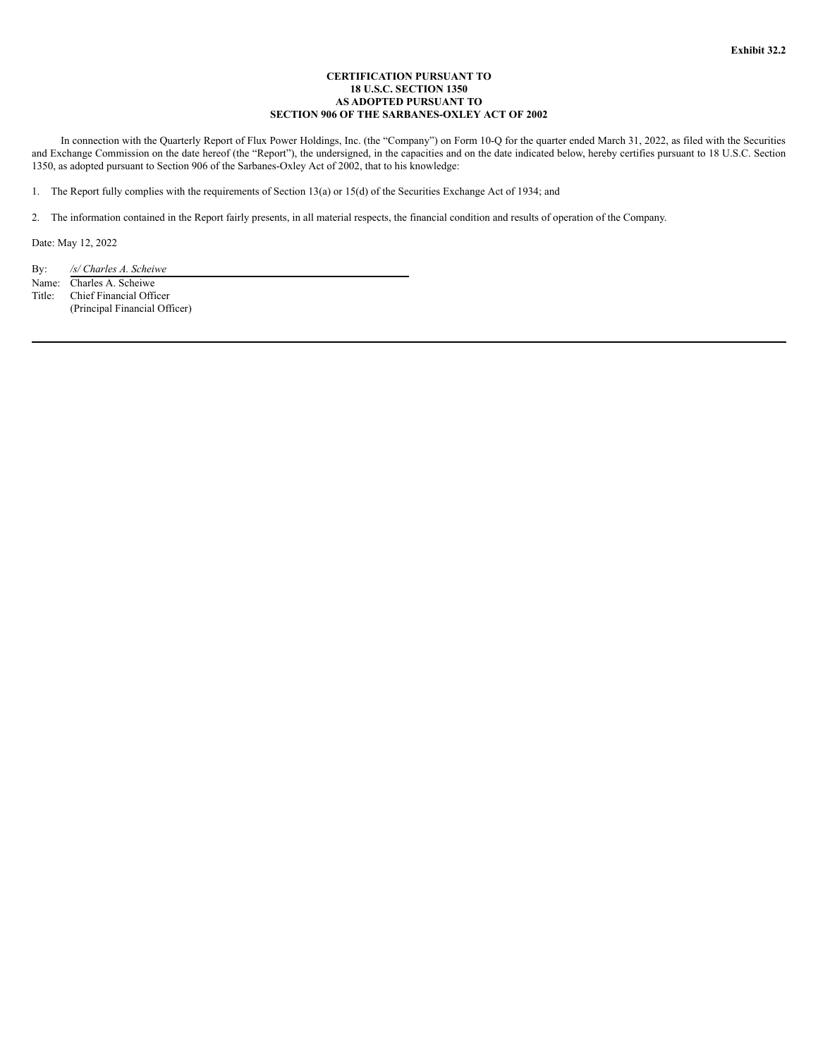**Exhibit 32.2**

**CERTIFICATION PURSUANT TO**
**18 U.S.C. SECTION 1350**
**AS ADOPTED PURSUANT TO**
**SECTION 906 OF THE SARBANES-OXLEY ACT OF 2002**

In connection with the Quarterly Report of Flux Power Holdings, Inc. (the “Company”) on Form 10-Q for the quarter ended March 31, 2022, as filed with the Securities and Exchange Commission on the date hereof (the “Report”), the undersigned, in the capacities and on the date indicated below, hereby certifies pursuant to 18 U.S.C. Section 1350, as adopted pursuant to Section 906 of the Sarbanes-Oxley Act of 2002, that to his knowledge:

1. The Report fully complies with the requirements of Section 13(a) or 15(d) of the Securities Exchange Act of 1934; and

2. The information contained in the Report fairly presents, in all material respects, the financial condition and results of operation of the Company.

Date: May 12, 2022

By: */s/ Charles A. Scheiwe*
Name: Charles A. Scheiwe
Title: Chief Financial Officer
(Principal Financial Officer)